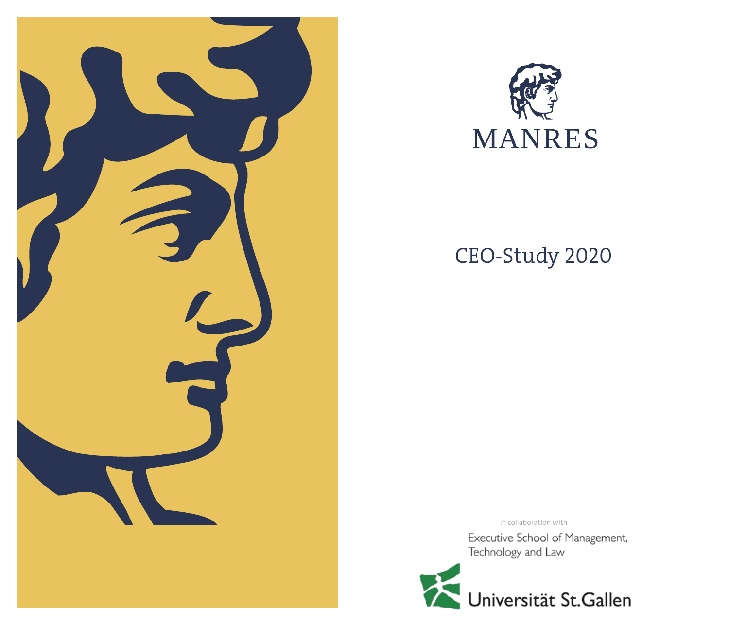MANRES

# CEO-Study 2020

In collaboration with

Executive School of Management, Technology and Law

Universität St.Gallen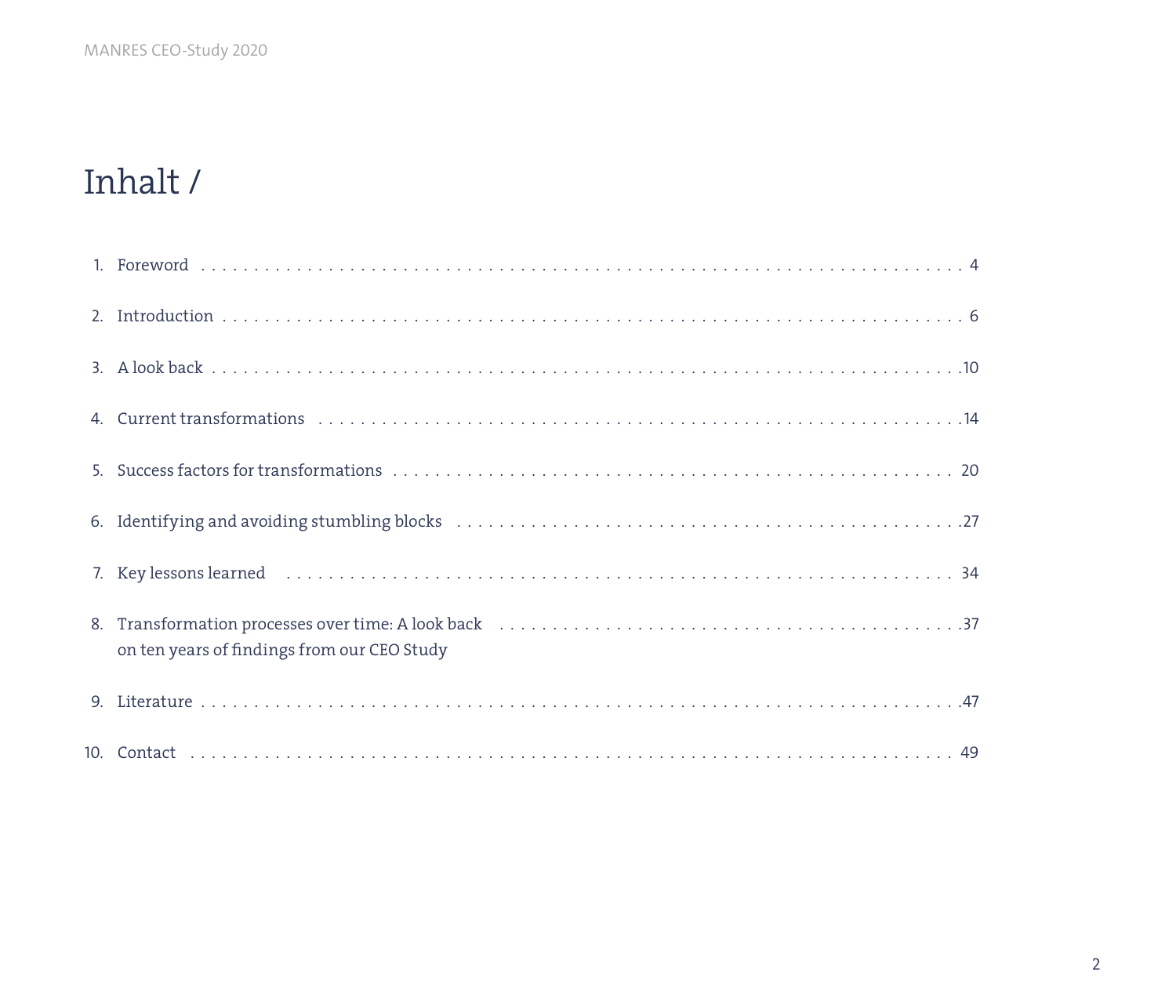# Inhalt /

1. Foreword . . . . . . . . . . 4
2. Introduction . . . . . . . . . . 6
3. A look back . . . . . . . . . . 10
4. Current transformations . . . . . . . . . . 14
5. Success factors for transformations . . . . . . . . . . 20
6. Identifying and avoiding stumbling blocks . . . . . . . . . . 27
7. Key lessons learned . . . . . . . . . . 34
8. Transformation processes over time: A look back on ten years of findings from our CEO Study . . . . . . . . . . 37
9. Literature . . . . . . . . . . 47
10. Contact . . . . . . . . . . 49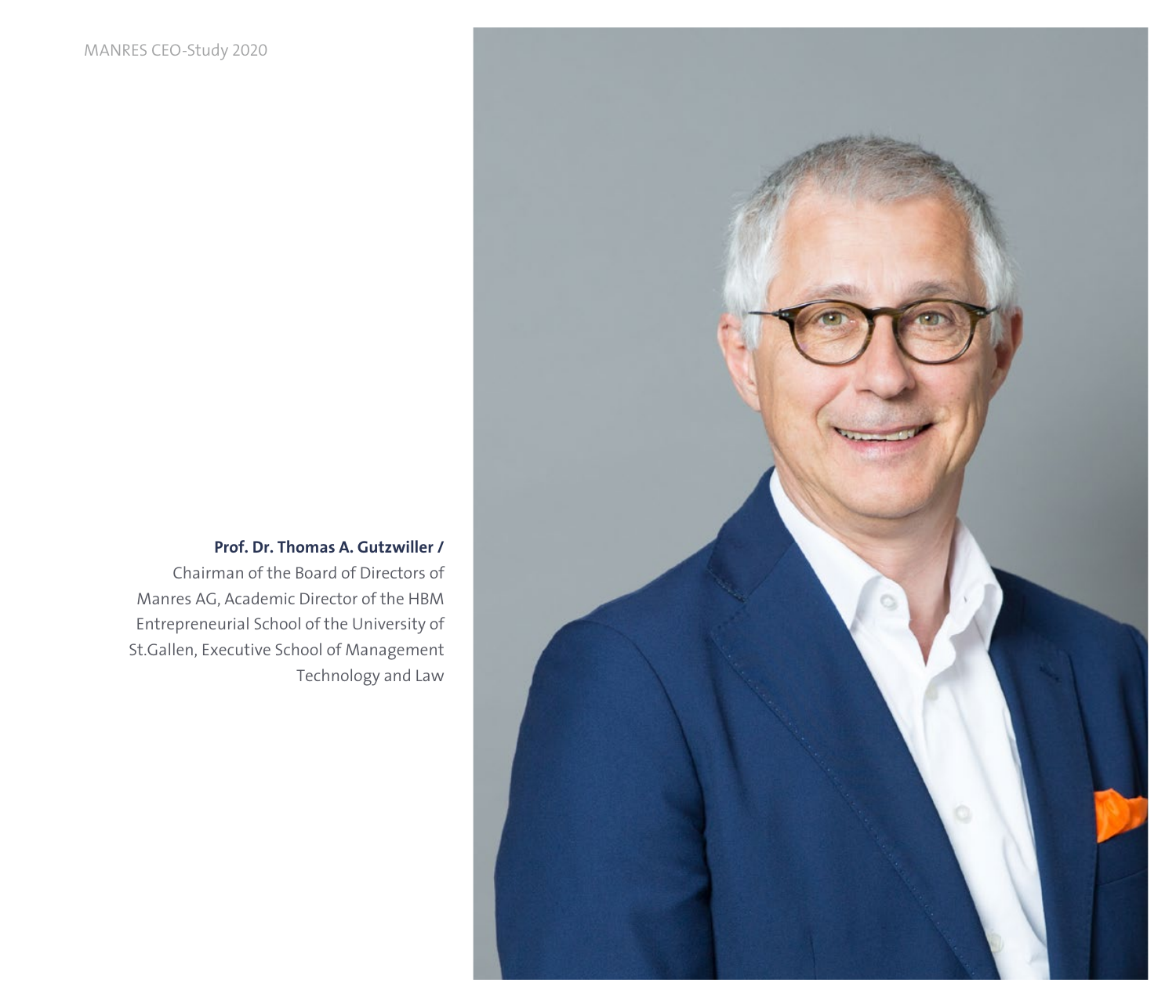**Prof. Dr. Thomas A. Gutzwiller /**
Chairman of the Board of Directors of Manres AG, Academic Director of the HBM Entrepreneurial School of the University of St.Gallen, Executive School of Management Technology and Law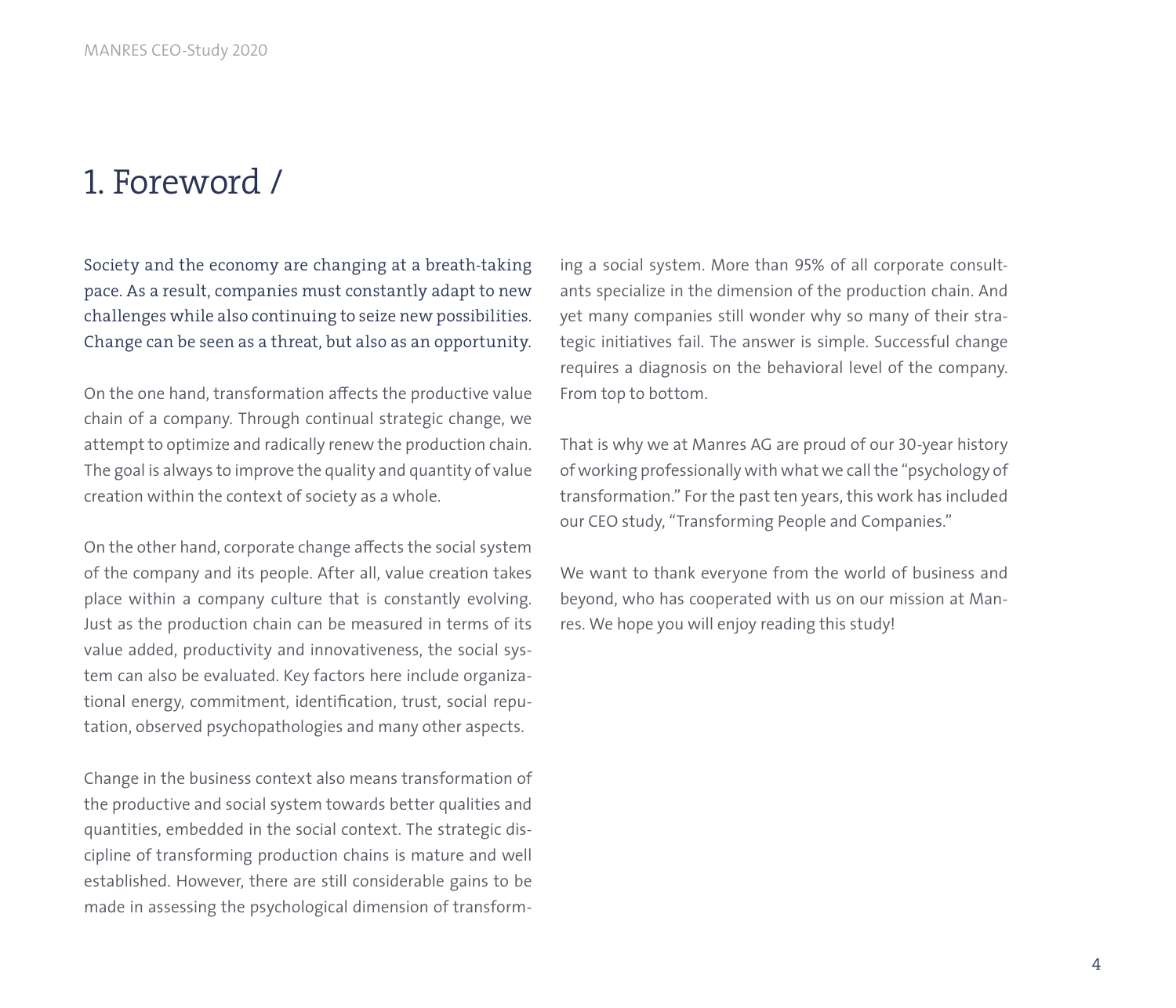# 1. Foreword /

Society and the economy are changing at a breath-taking pace. As a result, companies must constantly adapt to new challenges while also continuing to seize new possibilities. Change can be seen as a threat, but also as an opportunity.

On the one hand, transformation affects the productive value chain of a company. Through continual strategic change, we attempt to optimize and radically renew the production chain. The goal is always to improve the quality and quantity of value creation within the context of society as a whole.

On the other hand, corporate change affects the social system of the company and its people. After all, value creation takes place within a company culture that is constantly evolving. Just as the production chain can be measured in terms of its value added, productivity and innovativeness, the social system can also be evaluated. Key factors here include organizational energy, commitment, identification, trust, social reputation, observed psychopathologies and many other aspects.

Change in the business context also means transformation of the productive and social system towards better qualities and quantities, embedded in the social context. The strategic discipline of transforming production chains is mature and well established. However, there are still considerable gains to be made in assessing the psychological dimension of transforming a social system. More than 95% of all corporate consultants specialize in the dimension of the production chain. And yet many companies still wonder why so many of their strategic initiatives fail. The answer is simple. Successful change requires a diagnosis on the behavioral level of the company. From top to bottom.

That is why we at Manres AG are proud of our 30-year history of working professionally with what we call the "psychology of transformation." For the past ten years, this work has included our CEO study, "Transforming People and Companies."

We want to thank everyone from the world of business and beyond, who has cooperated with us on our mission at Manres. We hope you will enjoy reading this study!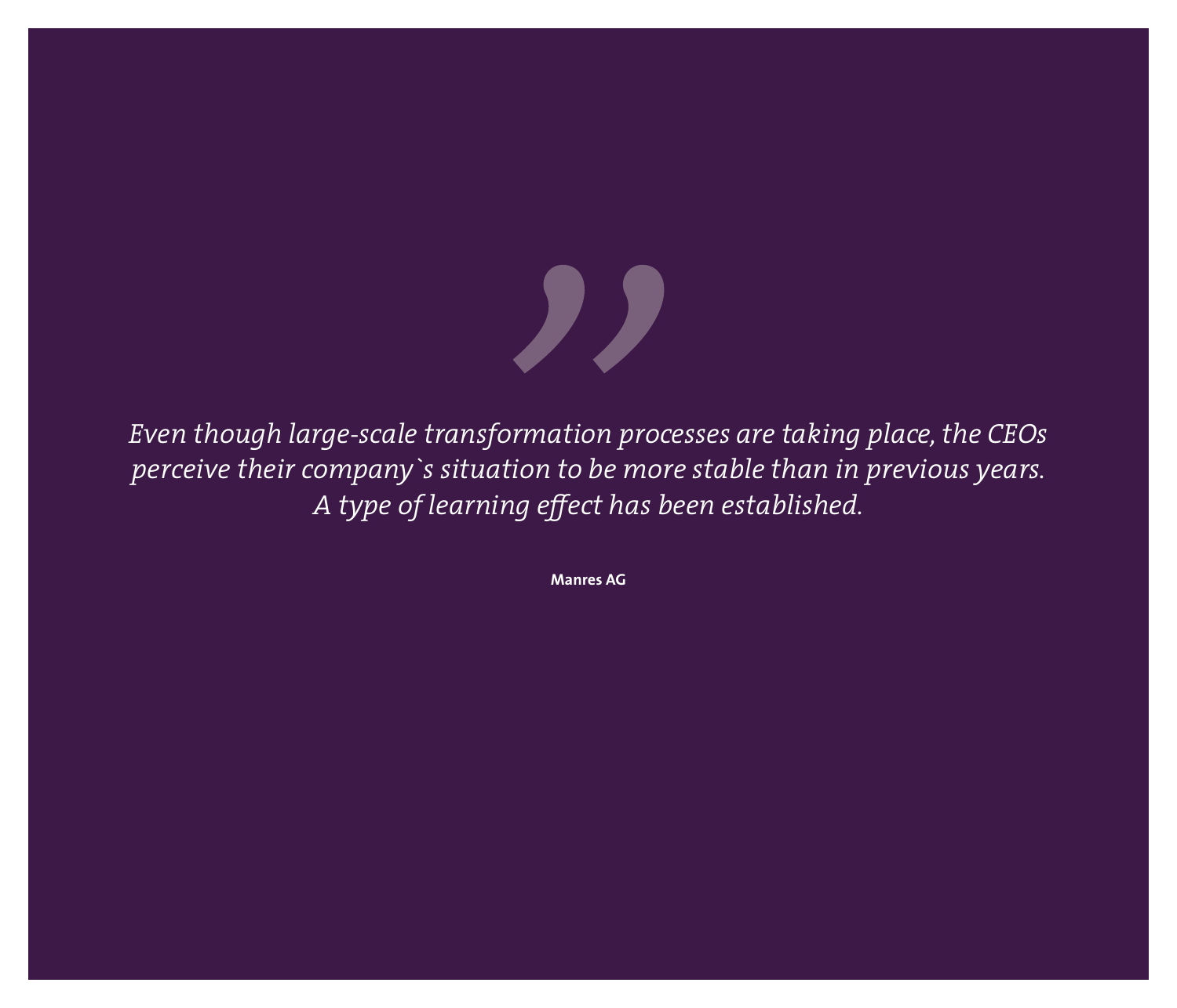*Even though large-scale transformation processes are taking place, the CEOs perceive their company`s situation to be more stable than in previous years. A type of learning effect has been established.*

**Manres AG**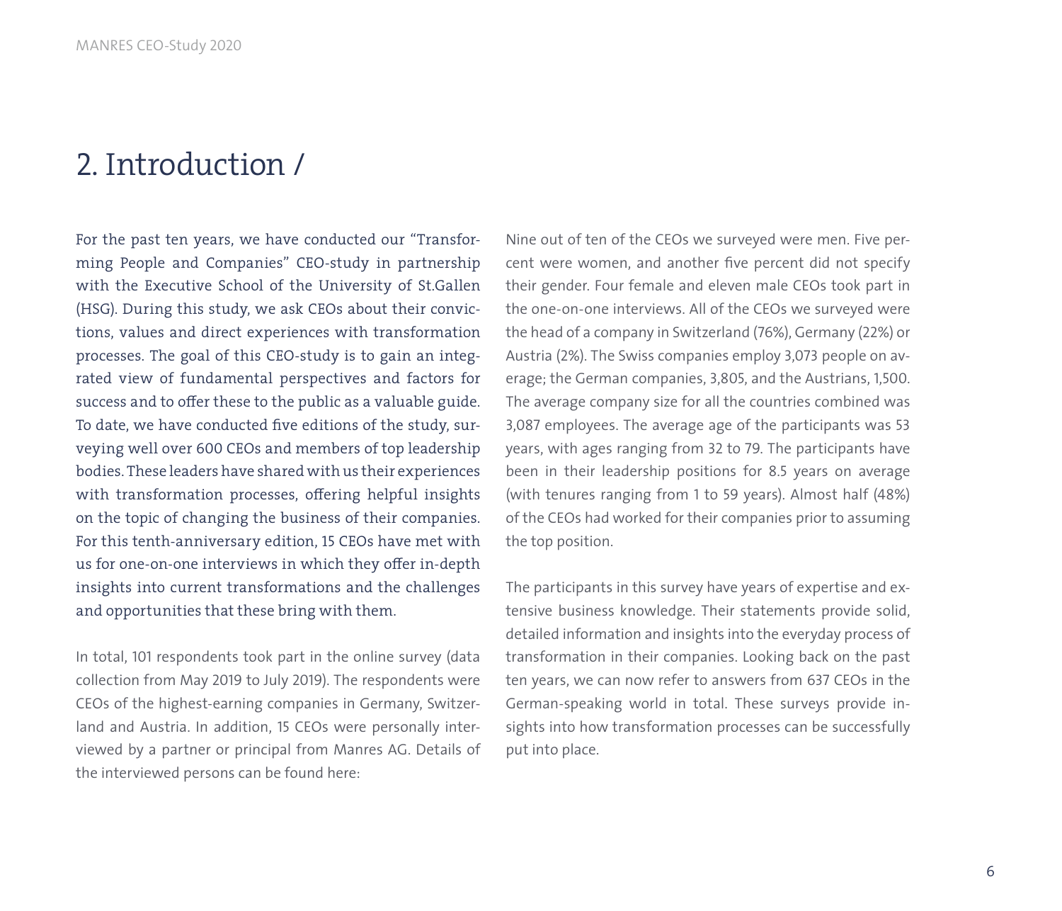# 2. Introduction /

For the past ten years, we have conducted our "Transforming People and Companies" CEO-study in partnership with the Executive School of the University of St.Gallen (HSG). During this study, we ask CEOs about their convictions, values and direct experiences with transformation processes. The goal of this CEO-study is to gain an integrated view of fundamental perspectives and factors for success and to offer these to the public as a valuable guide. To date, we have conducted five editions of the study, surveying well over 600 CEOs and members of top leadership bodies. These leaders have shared with us their experiences with transformation processes, offering helpful insights on the topic of changing the business of their companies. For this tenth-anniversary edition, 15 CEOs have met with us for one-on-one interviews in which they offer in-depth insights into current transformations and the challenges and opportunities that these bring with them.

In total, 101 respondents took part in the online survey (data collection from May 2019 to July 2019). The respondents were CEOs of the highest-earning companies in Germany, Switzerland and Austria. In addition, 15 CEOs were personally interviewed by a partner or principal from Manres AG. Details of the interviewed persons can be found here:

Nine out of ten of the CEOs we surveyed were men. Five percent were women, and another five percent did not specify their gender. Four female and eleven male CEOs took part in the one-on-one interviews. All of the CEOs we surveyed were the head of a company in Switzerland (76%), Germany (22%) or Austria (2%). The Swiss companies employ 3,073 people on average; the German companies, 3,805, and the Austrians, 1,500. The average company size for all the countries combined was 3,087 employees. The average age of the participants was 53 years, with ages ranging from 32 to 79. The participants have been in their leadership positions for 8.5 years on average (with tenures ranging from 1 to 59 years). Almost half (48%) of the CEOs had worked for their companies prior to assuming the top position.

The participants in this survey have years of expertise and extensive business knowledge. Their statements provide solid, detailed information and insights into the everyday process of transformation in their companies. Looking back on the past ten years, we can now refer to answers from 637 CEOs in the German-speaking world in total. These surveys provide insights into how transformation processes can be successfully put into place.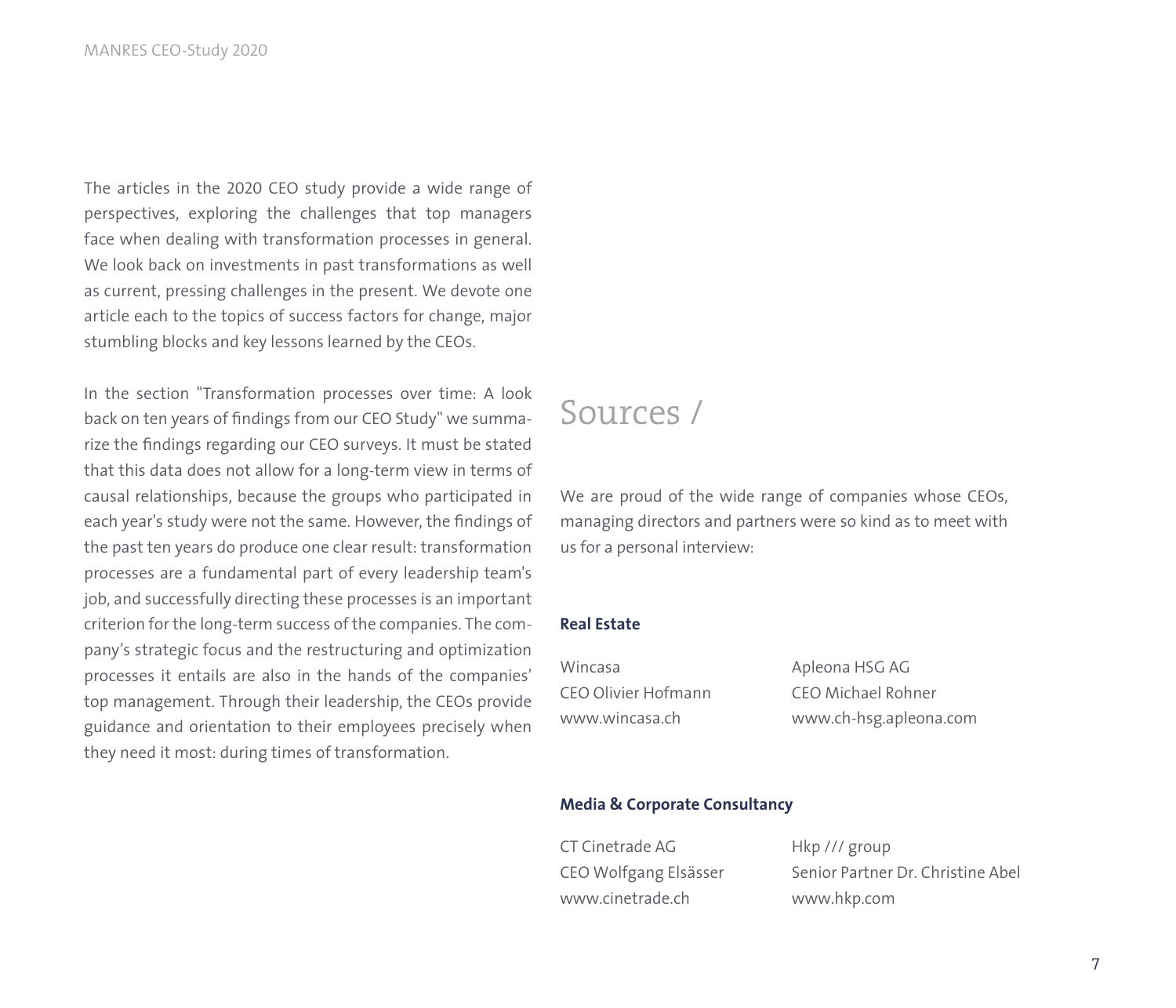The articles in the 2020 CEO study provide a wide range of perspectives, exploring the challenges that top managers face when dealing with transformation processes in general. We look back on investments in past transformations as well as current, pressing challenges in the present. We devote one article each to the topics of success factors for change, major stumbling blocks and key lessons learned by the CEOs.

In the section "Transformation processes over time: A look back on ten years of findings from our CEO Study" we summarize the findings regarding our CEO surveys. It must be stated that this data does not allow for a long-term view in terms of causal relationships, because the groups who participated in each year's study were not the same. However, the findings of the past ten years do produce one clear result: transformation processes are a fundamental part of every leadership team's job, and successfully directing these processes is an important criterion for the long-term success of the companies. The company's strategic focus and the restructuring and optimization processes it entails are also in the hands of the companies' top management. Through their leadership, the CEOs provide guidance and orientation to their employees precisely when they need it most: during times of transformation.

# Sources /

We are proud of the wide range of companies whose CEOs, managing directors and partners were so kind as to meet with us for a personal interview:

**Real Estate**

Wincasa
CEO Olivier Hofmann
www.wincasa.ch

Apleona HSG AG
CEO Michael Rohner
www.ch-hsg.apleona.com

**Media & Corporate Consultancy**

CT Cinetrade AG
CEO Wolfgang Elsässer
www.cinetrade.ch

Hkp /// group
Senior Partner Dr. Christine Abel
www.hkp.com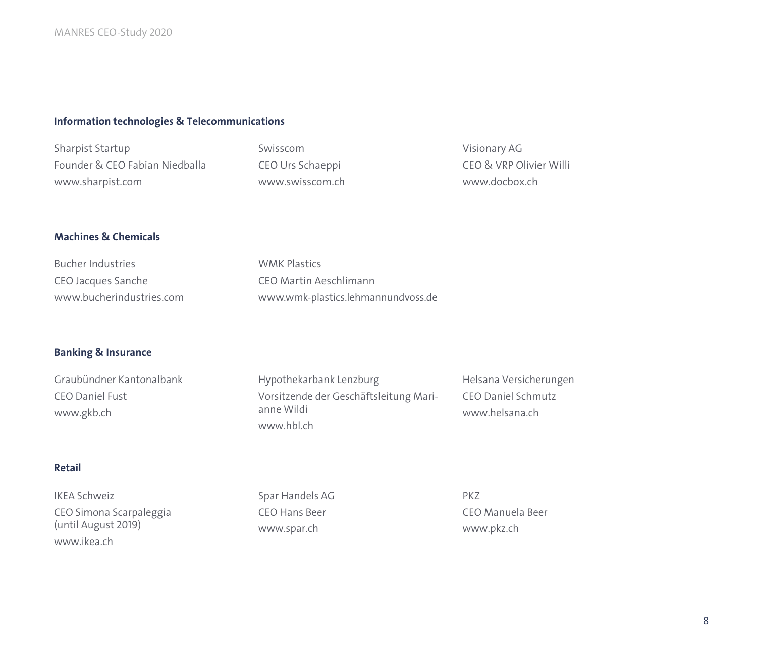### Information technologies & Telecommunications

Sharpist Startup
Founder & CEO Fabian Niedballa
www.sharpist.com

Swisscom
CEO Urs Schaeppi
www.swisscom.ch

Visionary AG
CEO & VRP Olivier Willi
www.docbox.ch

### Machines & Chemicals

Bucher Industries
CEO Jacques Sanche
www.bucherindustries.com

WMK Plastics
CEO Martin Aeschlimann
www.wmk-plastics.lehmannundvoss.de

### Banking & Insurance

Graubündner Kantonalbank
CEO Daniel Fust
www.gkb.ch

Hypothekarbank Lenzburg
Vorsitzende der Geschäftsleitung Marianne Wildi
www.hbl.ch

Helsana Versicherungen
CEO Daniel Schmutz
www.helsana.ch

### Retail

IKEA Schweiz
CEO Simona Scarpaleggia (until August 2019)
www.ikea.ch

Spar Handels AG
CEO Hans Beer
www.spar.ch

PKZ
CEO Manuela Beer
www.pkz.ch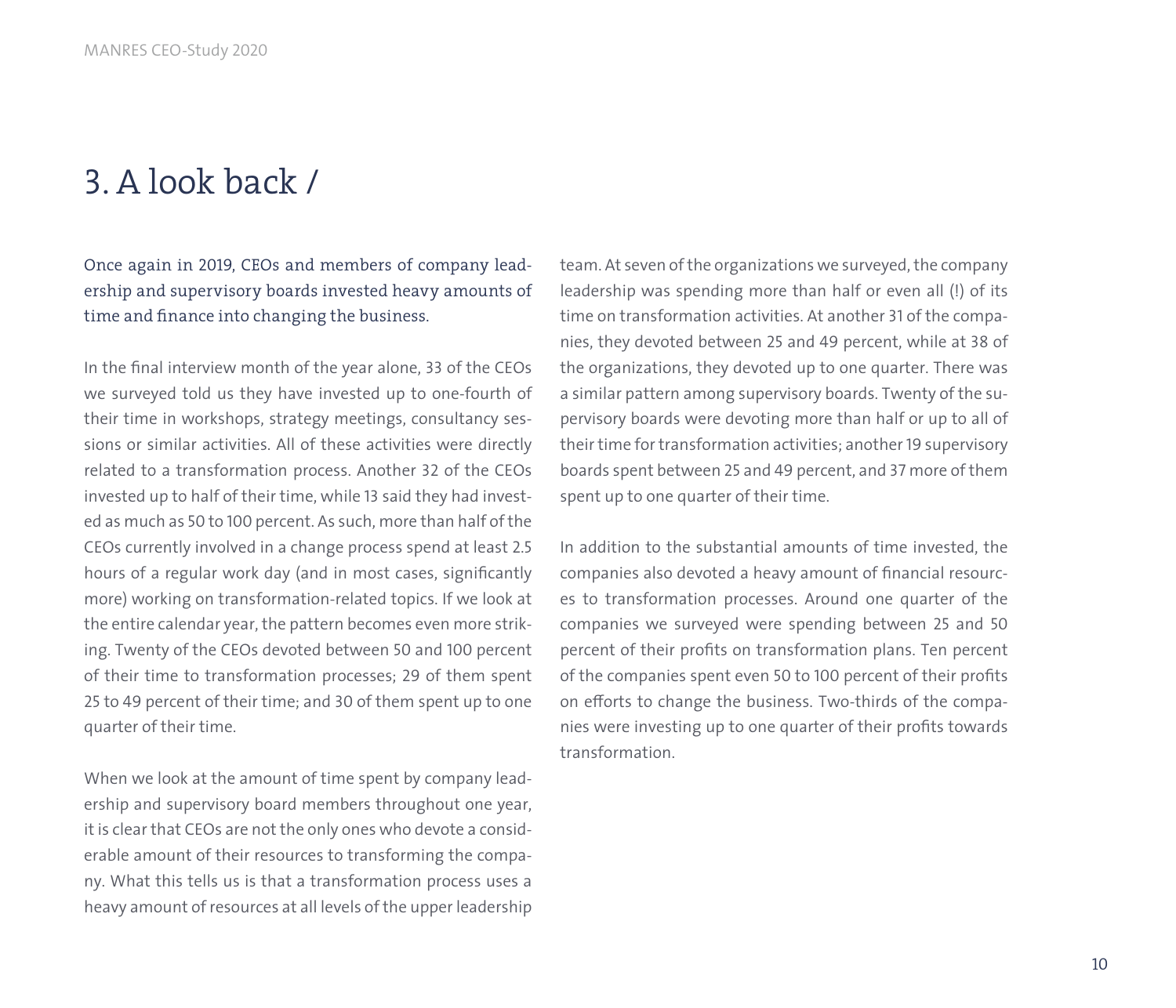# 3. A look back /

Once again in 2019, CEOs and members of company leadership and supervisory boards invested heavy amounts of time and finance into changing the business.

In the final interview month of the year alone, 33 of the CEOs we surveyed told us they have invested up to one-fourth of their time in workshops, strategy meetings, consultancy sessions or similar activities. All of these activities were directly related to a transformation process. Another 32 of the CEOs invested up to half of their time, while 13 said they had invested as much as 50 to 100 percent. As such, more than half of the CEOs currently involved in a change process spend at least 2.5 hours of a regular work day (and in most cases, significantly more) working on transformation-related topics. If we look at the entire calendar year, the pattern becomes even more striking. Twenty of the CEOs devoted between 50 and 100 percent of their time to transformation processes; 29 of them spent 25 to 49 percent of their time; and 30 of them spent up to one quarter of their time.

When we look at the amount of time spent by company leadership and supervisory board members throughout one year, it is clear that CEOs are not the only ones who devote a considerable amount of their resources to transforming the company. What this tells us is that a transformation process uses a heavy amount of resources at all levels of the upper leadership team. At seven of the organizations we surveyed, the company leadership was spending more than half or even all (!) of its time on transformation activities. At another 31 of the companies, they devoted between 25 and 49 percent, while at 38 of the organizations, they devoted up to one quarter. There was a similar pattern among supervisory boards. Twenty of the supervisory boards were devoting more than half or up to all of their time for transformation activities; another 19 supervisory boards spent between 25 and 49 percent, and 37 more of them spent up to one quarter of their time.

In addition to the substantial amounts of time invested, the companies also devoted a heavy amount of financial resources to transformation processes. Around one quarter of the companies we surveyed were spending between 25 and 50 percent of their profits on transformation plans. Ten percent of the companies spent even 50 to 100 percent of their profits on efforts to change the business. Two-thirds of the companies were investing up to one quarter of their profits towards transformation.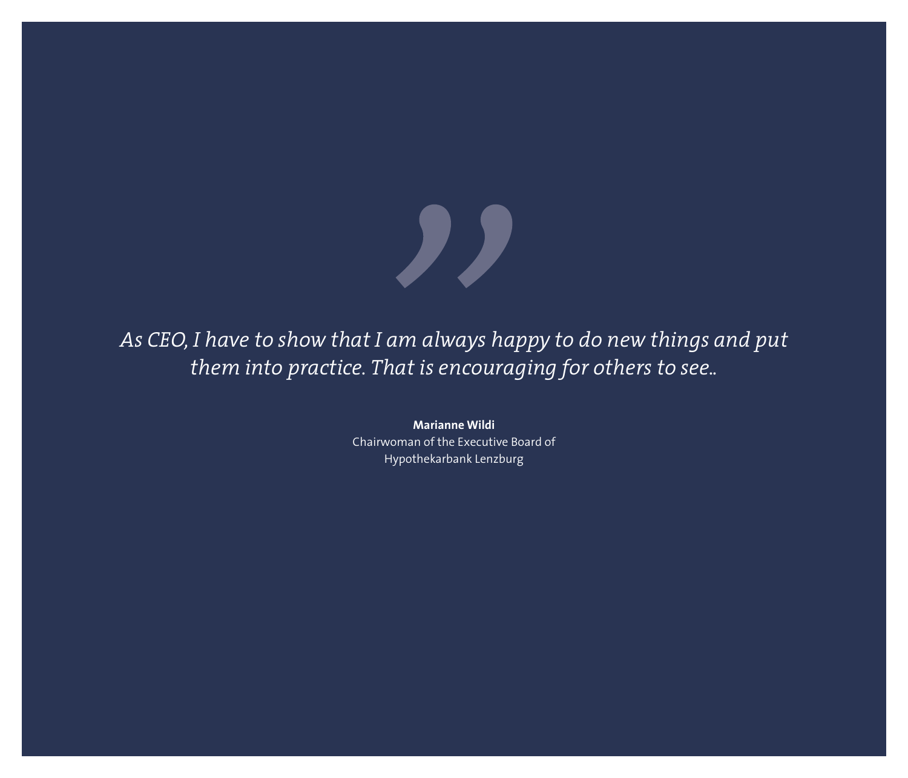”

*As CEO, I have to show that I am always happy to do new things and put them into practice. That is encouraging for others to see..*

**Marianne Wildi**
Chairwoman of the Executive Board of
Hypothekarbank Lenzburg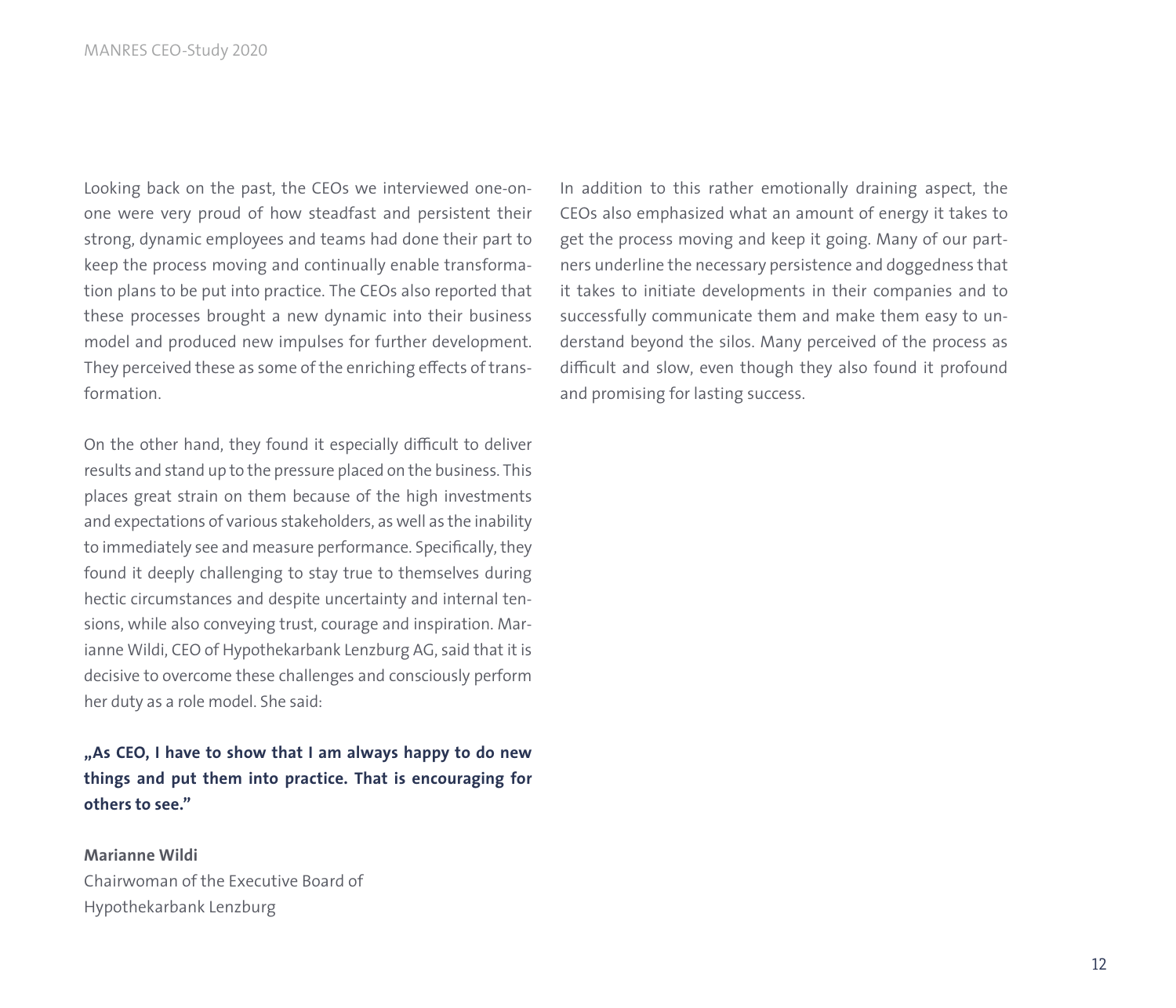Looking back on the past, the CEOs we interviewed one-on-one were very proud of how steadfast and persistent their strong, dynamic employees and teams had done their part to keep the process moving and continually enable transformation plans to be put into practice. The CEOs also reported that these processes brought a new dynamic into their business model and produced new impulses for further development. They perceived these as some of the enriching effects of transformation.

On the other hand, they found it especially difficult to deliver results and stand up to the pressure placed on the business. This places great strain on them because of the high investments and expectations of various stakeholders, as well as the inability to immediately see and measure performance. Specifically, they found it deeply challenging to stay true to themselves during hectic circumstances and despite uncertainty and internal tensions, while also conveying trust, courage and inspiration. Marianne Wildi, CEO of Hypothekarbank Lenzburg AG, said that it is decisive to overcome these challenges and consciously perform her duty as a role model. She said:

**„As CEO, I have to show that I am always happy to do new things and put them into practice. That is encouraging for others to see."**

**Marianne Wildi**
Chairwoman of the Executive Board of
Hypothekarbank Lenzburg

In addition to this rather emotionally draining aspect, the CEOs also emphasized what an amount of energy it takes to get the process moving and keep it going. Many of our partners underline the necessary persistence and doggedness that it takes to initiate developments in their companies and to successfully communicate them and make them easy to understand beyond the silos. Many perceived of the process as difficult and slow, even though they also found it profound and promising for lasting success.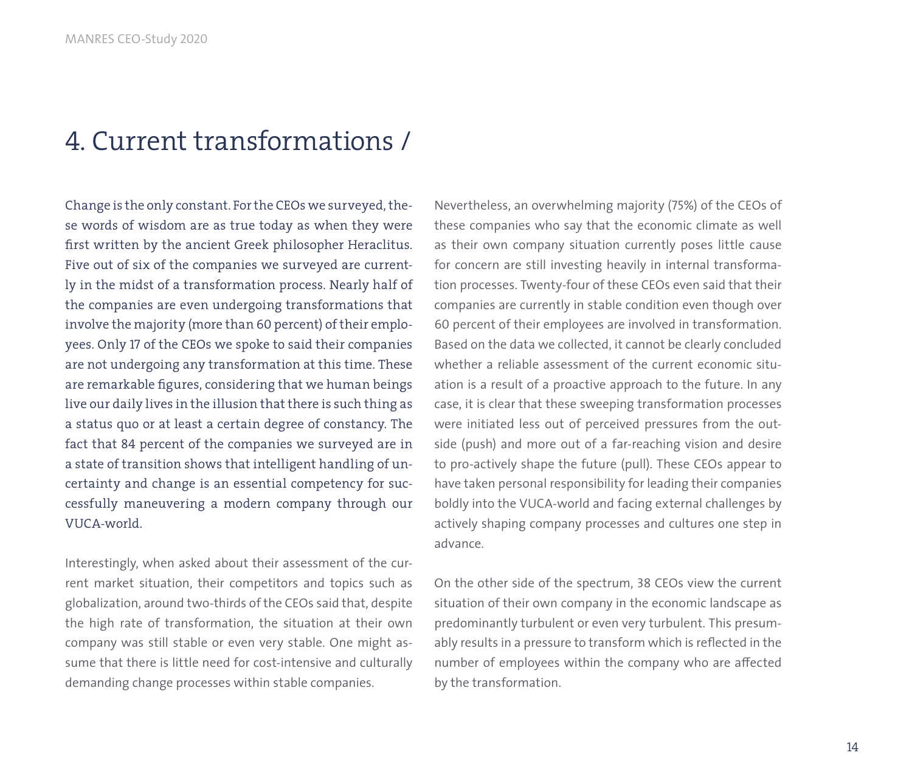# 4. Current transformations /

Change is the only constant. For the CEOs we surveyed, these words of wisdom are as true today as when they were first written by the ancient Greek philosopher Heraclitus. Five out of six of the companies we surveyed are currently in the midst of a transformation process. Nearly half of the companies are even undergoing transformations that involve the majority (more than 60 percent) of their employees. Only 17 of the CEOs we spoke to said their companies are not undergoing any transformation at this time. These are remarkable figures, considering that we human beings live our daily lives in the illusion that there is such thing as a status quo or at least a certain degree of constancy. The fact that 84 percent of the companies we surveyed are in a state of transition shows that intelligent handling of uncertainty and change is an essential competency for successfully maneuvering a modern company through our VUCA-world.

Interestingly, when asked about their assessment of the current market situation, their competitors and topics such as globalization, around two-thirds of the CEOs said that, despite the high rate of transformation, the situation at their own company was still stable or even very stable. One might assume that there is little need for cost-intensive and culturally demanding change processes within stable companies.

Nevertheless, an overwhelming majority (75%) of the CEOs of these companies who say that the economic climate as well as their own company situation currently poses little cause for concern are still investing heavily in internal transformation processes. Twenty-four of these CEOs even said that their companies are currently in stable condition even though over 60 percent of their employees are involved in transformation. Based on the data we collected, it cannot be clearly concluded whether a reliable assessment of the current economic situation is a result of a proactive approach to the future. In any case, it is clear that these sweeping transformation processes were initiated less out of perceived pressures from the outside (push) and more out of a far-reaching vision and desire to pro-actively shape the future (pull). These CEOs appear to have taken personal responsibility for leading their companies boldly into the VUCA-world and facing external challenges by actively shaping company processes and cultures one step in advance.

On the other side of the spectrum, 38 CEOs view the current situation of their own company in the economic landscape as predominantly turbulent or even very turbulent. This presumably results in a pressure to transform which is reflected in the number of employees within the company who are affected by the transformation.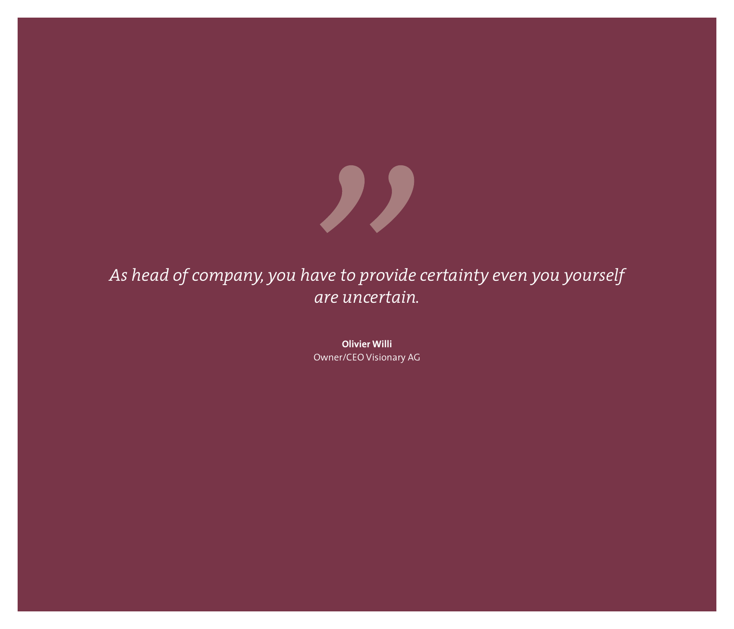*As head of company, you have to provide certainty even you yourself are uncertain.*

**Olivier Willi**
Owner/CEO Visionary AG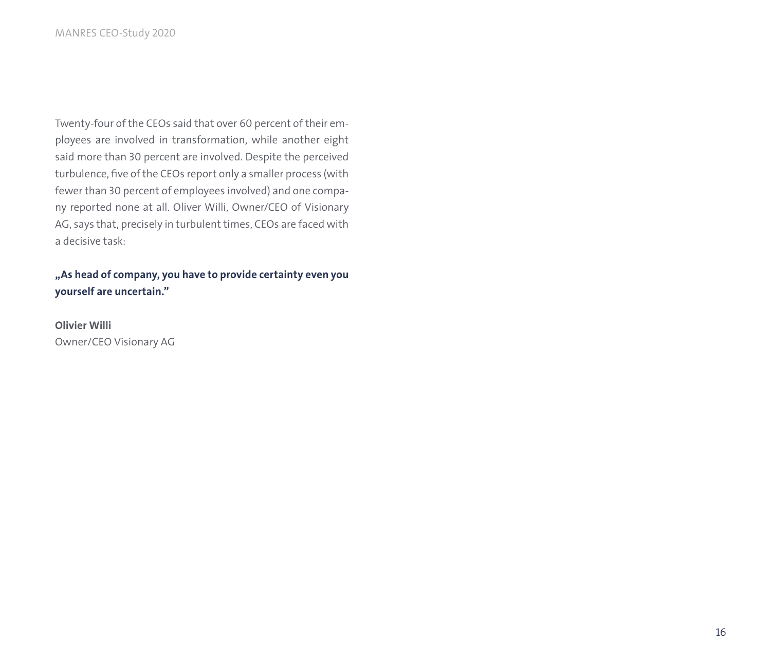Twenty-four of the CEOs said that over 60 percent of their employees are involved in transformation, while another eight said more than 30 percent are involved. Despite the perceived turbulence, five of the CEOs report only a smaller process (with fewer than 30 percent of employees involved) and one company reported none at all. Oliver Willi, Owner/CEO of Visionary AG, says that, precisely in turbulent times, CEOs are faced with a decisive task:

**„As head of company, you have to provide certainty even you yourself are uncertain."**

**Olivier Willi**
Owner/CEO Visionary AG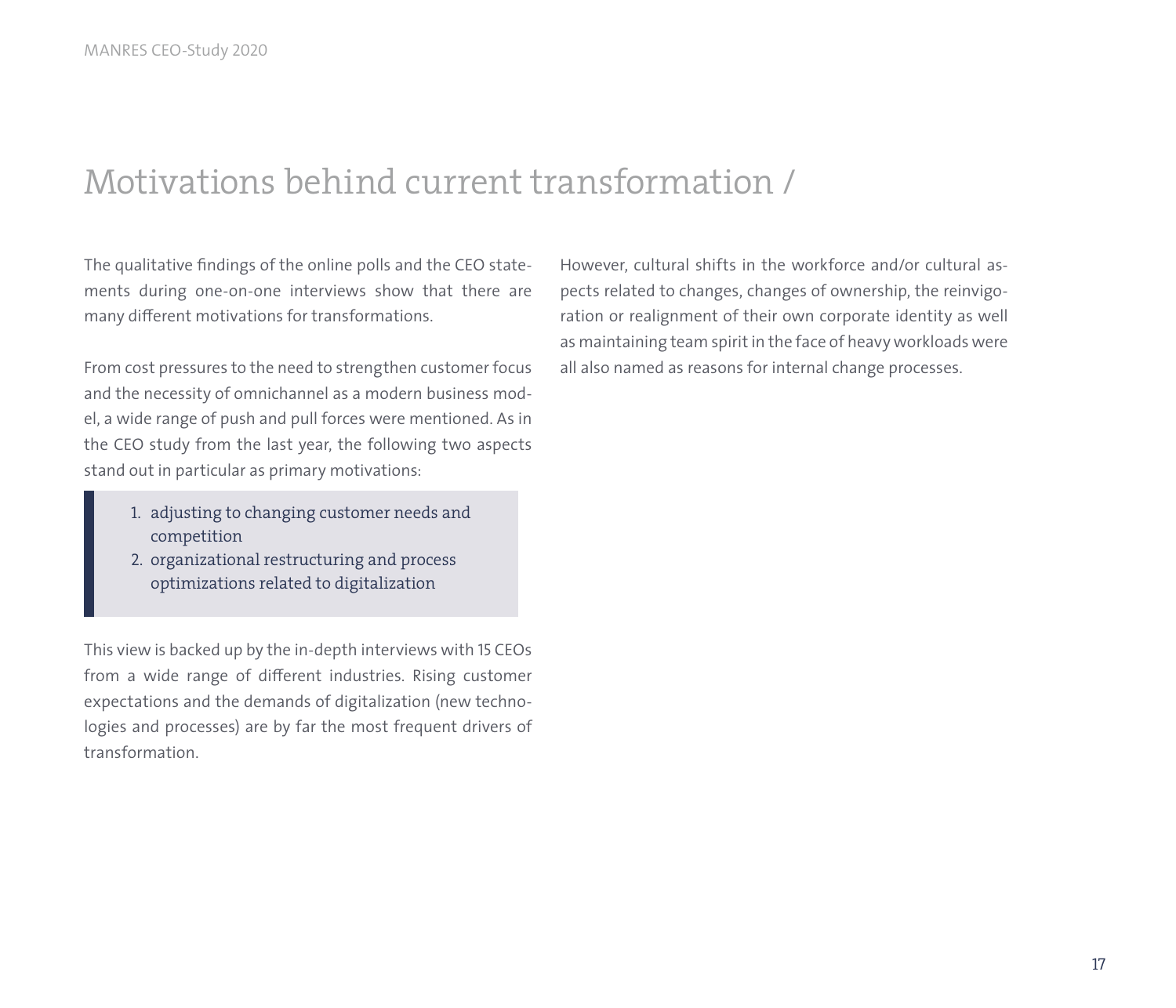# Motivations behind current transformation /

The qualitative findings of the online polls and the CEO statements during one-on-one interviews show that there are many different motivations for transformations.

From cost pressures to the need to strengthen customer focus and the necessity of omnichannel as a modern business model, a wide range of push and pull forces were mentioned. As in the CEO study from the last year, the following two aspects stand out in particular as primary motivations:

> 1. adjusting to changing customer needs and competition
> 2. organizational restructuring and process optimizations related to digitalization

This view is backed up by the in-depth interviews with 15 CEOs from a wide range of different industries. Rising customer expectations and the demands of digitalization (new technologies and processes) are by far the most frequent drivers of transformation.

However, cultural shifts in the workforce and/or cultural aspects related to changes, changes of ownership, the reinvigoration or realignment of their own corporate identity as well as maintaining team spirit in the face of heavy workloads were all also named as reasons for internal change processes.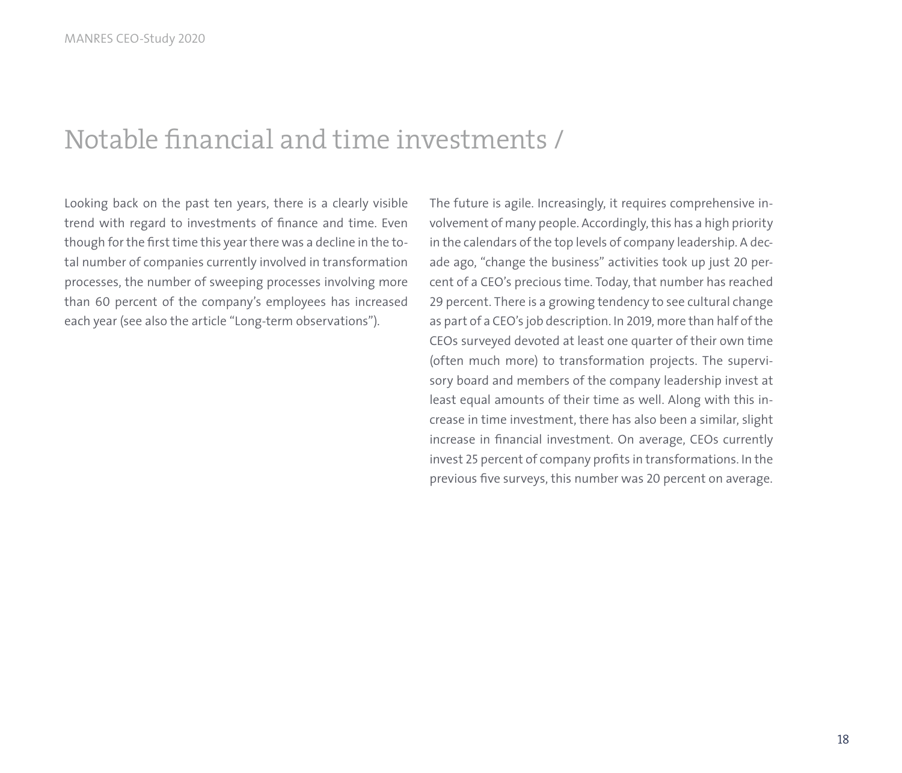# Notable financial and time investments /

Looking back on the past ten years, there is a clearly visible trend with regard to investments of finance and time. Even though for the first time this year there was a decline in the total number of companies currently involved in transformation processes, the number of sweeping processes involving more than 60 percent of the company's employees has increased each year (see also the article "Long-term observations").

The future is agile. Increasingly, it requires comprehensive involvement of many people. Accordingly, this has a high priority in the calendars of the top levels of company leadership. A decade ago, "change the business" activities took up just 20 percent of a CEO's precious time. Today, that number has reached 29 percent. There is a growing tendency to see cultural change as part of a CEO's job description. In 2019, more than half of the CEOs surveyed devoted at least one quarter of their own time (often much more) to transformation projects. The supervisory board and members of the company leadership invest at least equal amounts of their time as well. Along with this increase in time investment, there has also been a similar, slight increase in financial investment. On average, CEOs currently invest 25 percent of company profits in transformations. In the previous five surveys, this number was 20 percent on average.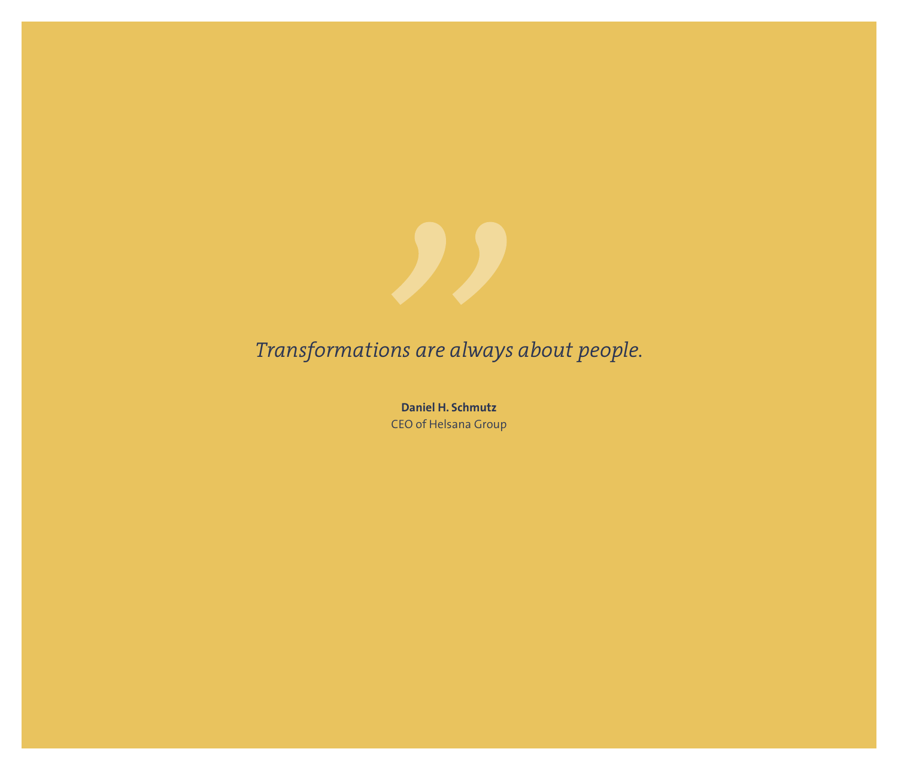*Transformations are always about people.*

**Daniel H. Schmutz**
CEO of Helsana Group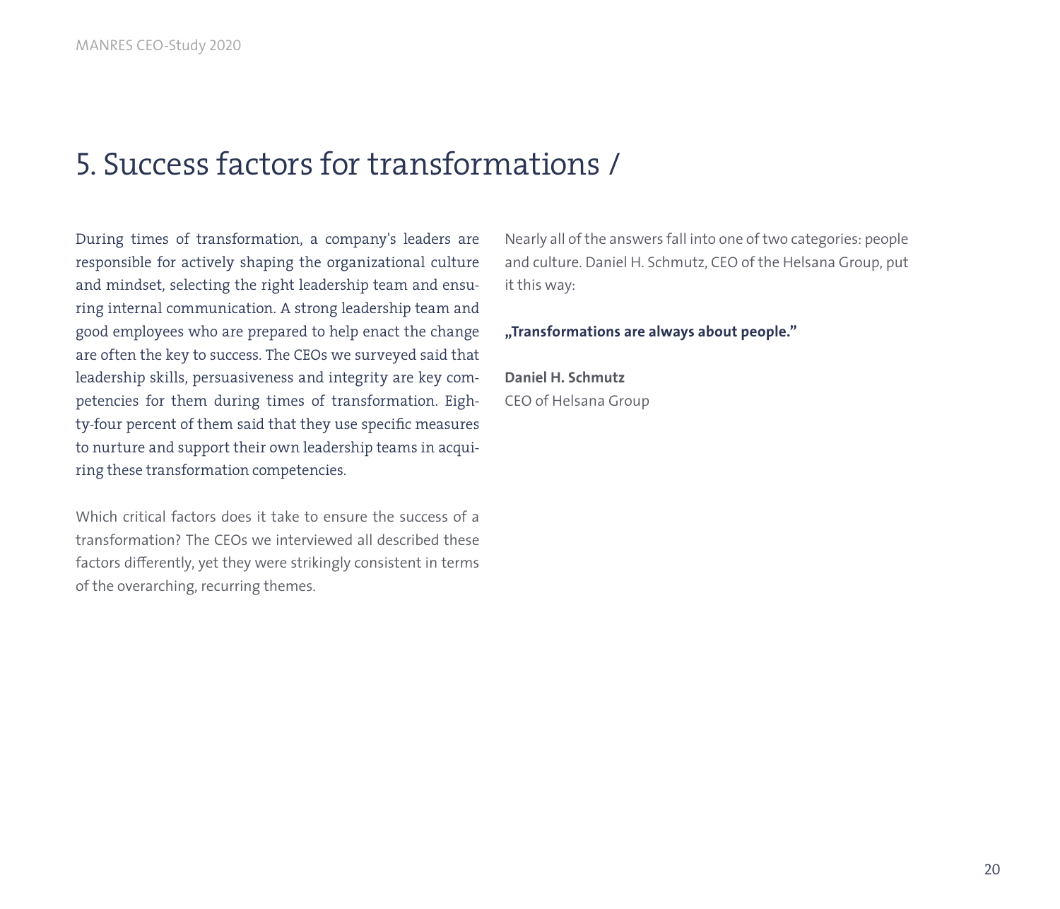# 5. Success factors for transformations /

During times of transformation, a company's leaders are responsible for actively shaping the organizational culture and mindset, selecting the right leadership team and ensuring internal communication. A strong leadership team and good employees who are prepared to help enact the change are often the key to success. The CEOs we surveyed said that leadership skills, persuasiveness and integrity are key competencies for them during times of transformation. Eighty-four percent of them said that they use specific measures to nurture and support their own leadership teams in acquiring these transformation competencies.

Which critical factors does it take to ensure the success of a transformation? The CEOs we interviewed all described these factors differently, yet they were strikingly consistent in terms of the overarching, recurring themes.

Nearly all of the answers fall into one of two categories: people and culture. Daniel H. Schmutz, CEO of the Helsana Group, put it this way:

**„Transformations are always about people."**

**Daniel H. Schmutz**
CEO of Helsana Group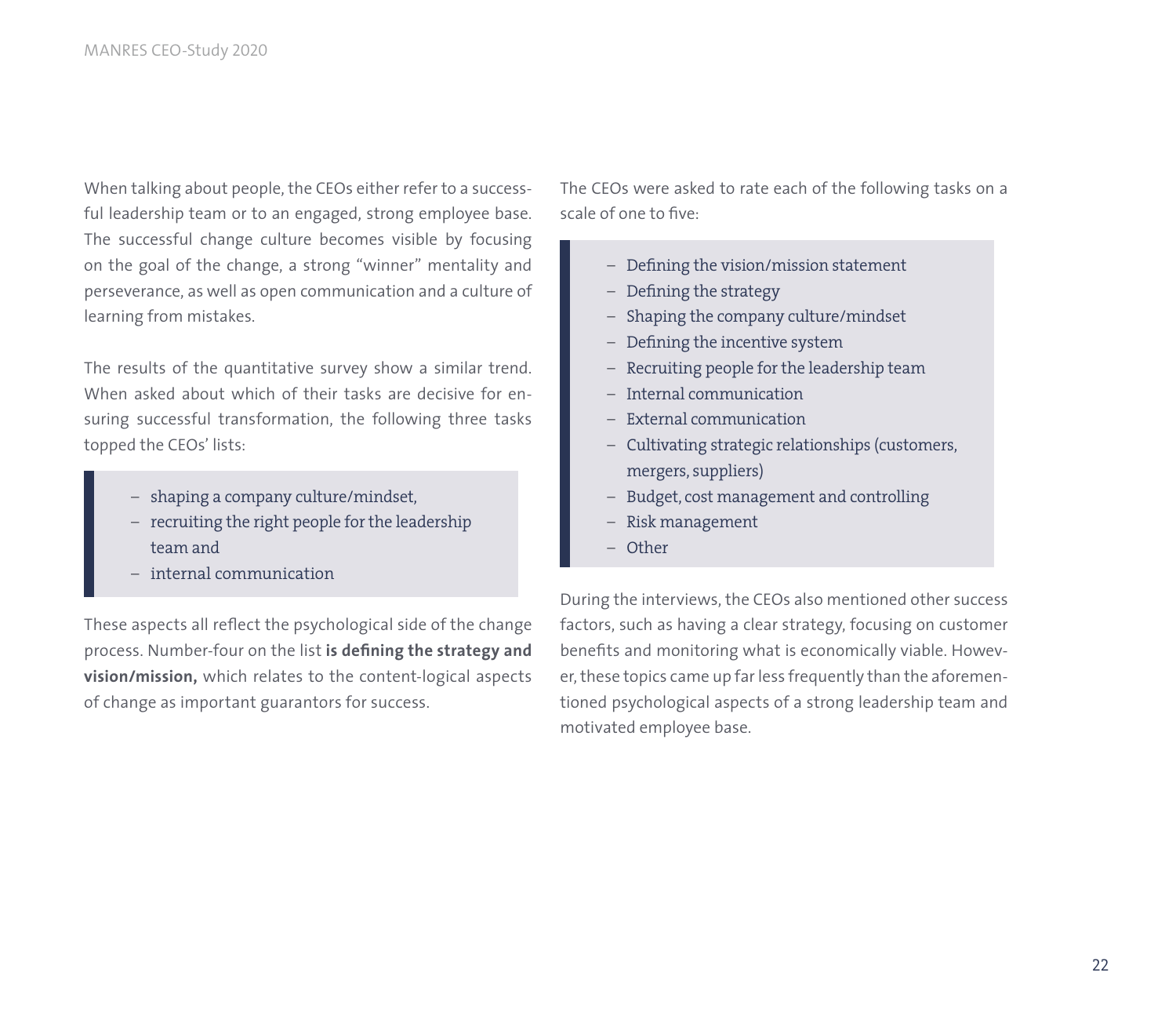When talking about people, the CEOs either refer to a successful leadership team or to an engaged, strong employee base. The successful change culture becomes visible by focusing on the goal of the change, a strong "winner" mentality and perseverance, as well as open communication and a culture of learning from mistakes.

The results of the quantitative survey show a similar trend. When asked about which of their tasks are decisive for ensuring successful transformation, the following three tasks topped the CEOs' lists:

> – shaping a company culture/mindset,
> – recruiting the right people for the leadership team and
> – internal communication

These aspects all reflect the psychological side of the change process. Number-four on the list **is defining the strategy and vision/mission,** which relates to the content-logical aspects of change as important guarantors for success.

The CEOs were asked to rate each of the following tasks on a scale of one to five:

> – Defining the vision/mission statement
> – Defining the strategy
> – Shaping the company culture/mindset
> – Defining the incentive system
> – Recruiting people for the leadership team
> – Internal communication
> – External communication
> – Cultivating strategic relationships (customers, mergers, suppliers)
> – Budget, cost management and controlling
> – Risk management
> – Other

During the interviews, the CEOs also mentioned other success factors, such as having a clear strategy, focusing on customer benefits and monitoring what is economically viable. However, these topics came up far less frequently than the aforementioned psychological aspects of a strong leadership team and motivated employee base.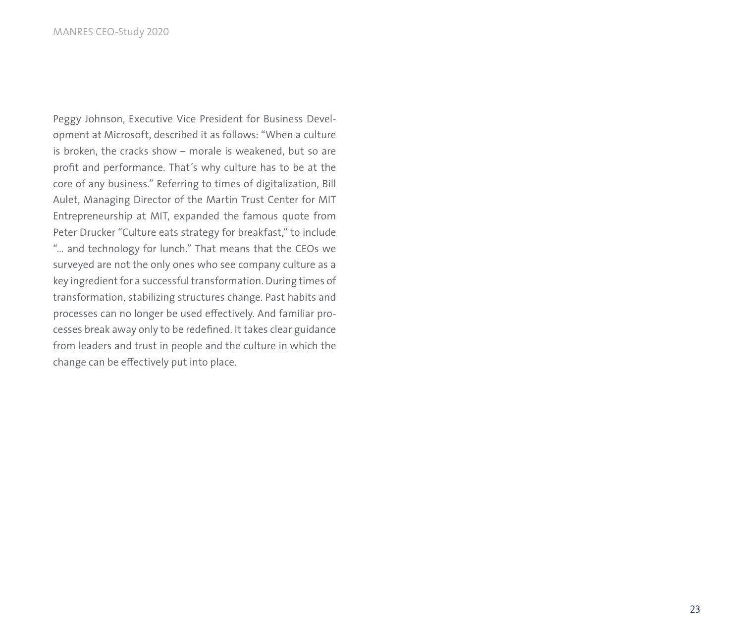Peggy Johnson, Executive Vice President for Business Development at Microsoft, described it as follows: "When a culture is broken, the cracks show – morale is weakened, but so are profit and performance. That´s why culture has to be at the core of any business." Referring to times of digitalization, Bill Aulet, Managing Director of the Martin Trust Center for MIT Entrepreneurship at MIT, expanded the famous quote from Peter Drucker "Culture eats strategy for breakfast," to include "... and technology for lunch." That means that the CEOs we surveyed are not the only ones who see company culture as a key ingredient for a successful transformation. During times of transformation, stabilizing structures change. Past habits and processes can no longer be used effectively. And familiar processes break away only to be redefined. It takes clear guidance from leaders and trust in people and the culture in which the change can be effectively put into place.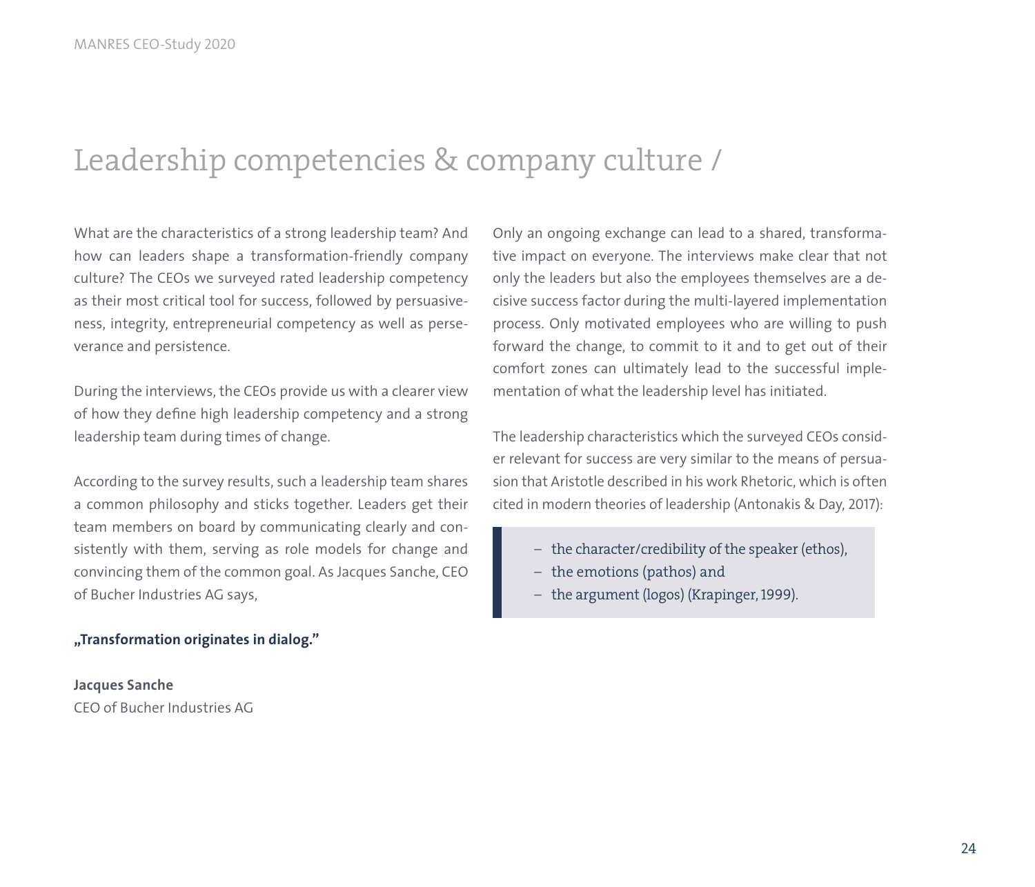# Leadership competencies & company culture /

What are the characteristics of a strong leadership team? And how can leaders shape a transformation-friendly company culture? The CEOs we surveyed rated leadership competency as their most critical tool for success, followed by persuasiveness, integrity, entrepreneurial competency as well as perseverance and persistence.

During the interviews, the CEOs provide us with a clearer view of how they define high leadership competency and a strong leadership team during times of change.

According to the survey results, such a leadership team shares a common philosophy and sticks together. Leaders get their team members on board by communicating clearly and consistently with them, serving as role models for change and convincing them of the common goal. As Jacques Sanche, CEO of Bucher Industries AG says,

**„Transformation originates in dialog."**

**Jacques Sanche**
CEO of Bucher Industries AG

Only an ongoing exchange can lead to a shared, transformative impact on everyone. The interviews make clear that not only the leaders but also the employees themselves are a decisive success factor during the multi-layered implementation process. Only motivated employees who are willing to push forward the change, to commit to it and to get out of their comfort zones can ultimately lead to the successful implementation of what the leadership level has initiated.

The leadership characteristics which the surveyed CEOs consider relevant for success are very similar to the means of persuasion that Aristotle described in his work Rhetoric, which is often cited in modern theories of leadership (Antonakis & Day, 2017):

- the character/credibility of the speaker (ethos),
- the emotions (pathos) and
- the argument (logos) (Krapinger, 1999).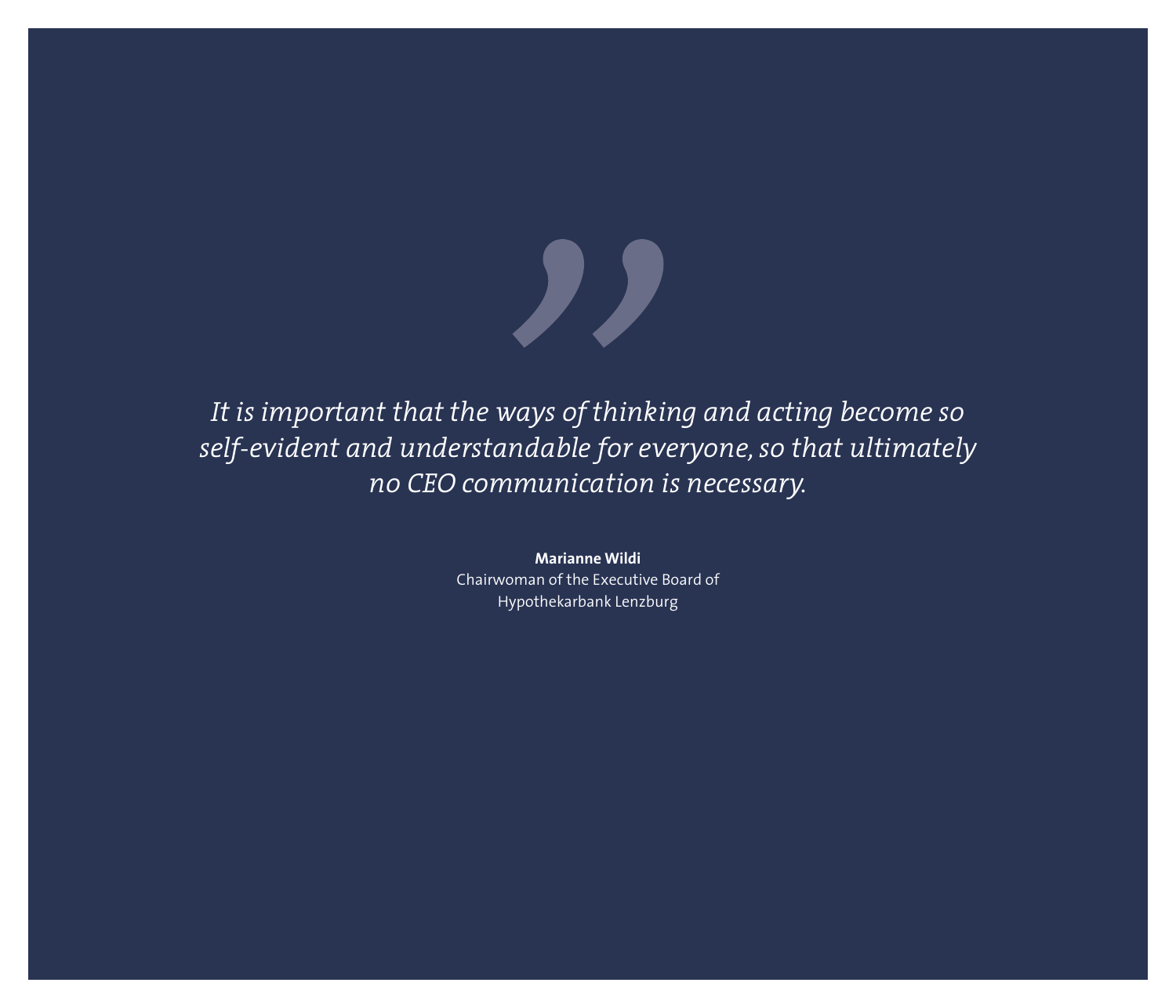*It is important that the ways of thinking and acting become so self-evident and understandable for everyone, so that ultimately no CEO communication is necessary.*

**Marianne Wildi**
Chairwoman of the Executive Board of
Hypothekarbank Lenzburg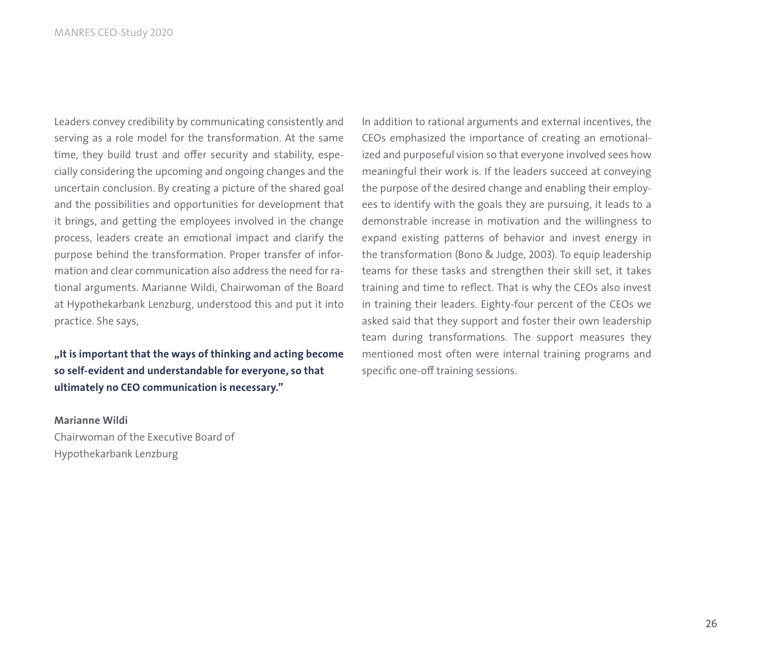Leaders convey credibility by communicating consistently and serving as a role model for the transformation. At the same time, they build trust and offer security and stability, especially considering the upcoming and ongoing changes and the uncertain conclusion. By creating a picture of the shared goal and the possibilities and opportunities for development that it brings, and getting the employees involved in the change process, leaders create an emotional impact and clarify the purpose behind the transformation. Proper transfer of information and clear communication also address the need for rational arguments. Marianne Wildi, Chairwoman of the Board at Hypothekarbank Lenzburg, understood this and put it into practice. She says,

**„It is important that the ways of thinking and acting become so self-evident and understandable for everyone, so that ultimately no CEO communication is necessary."**

**Marianne Wildi**
Chairwoman of the Executive Board of
Hypothekarbank Lenzburg

In addition to rational arguments and external incentives, the CEOs emphasized the importance of creating an emotionalized and purposeful vision so that everyone involved sees how meaningful their work is. If the leaders succeed at conveying the purpose of the desired change and enabling their employees to identify with the goals they are pursuing, it leads to a demonstrable increase in motivation and the willingness to expand existing patterns of behavior and invest energy in the transformation (Bono & Judge, 2003). To equip leadership teams for these tasks and strengthen their skill set, it takes training and time to reflect. That is why the CEOs also invest in training their leaders. Eighty-four percent of the CEOs we asked said that they support and foster their own leadership team during transformations. The support measures they mentioned most often were internal training programs and specific one-off training sessions.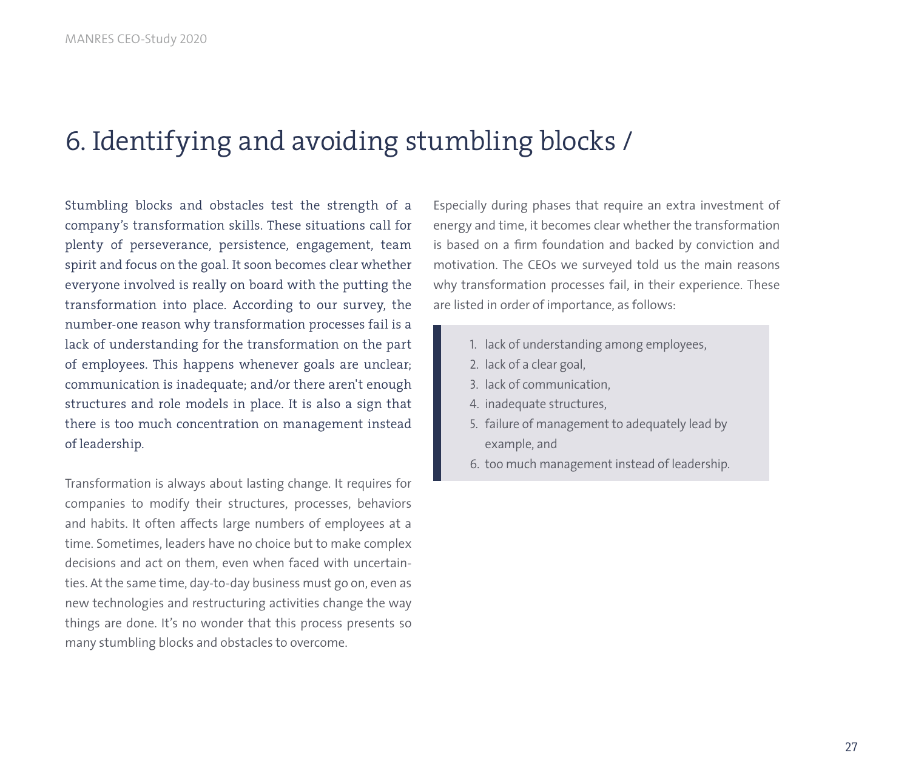# 6. Identifying and avoiding stumbling blocks /

Stumbling blocks and obstacles test the strength of a company's transformation skills. These situations call for plenty of perseverance, persistence, engagement, team spirit and focus on the goal. It soon becomes clear whether everyone involved is really on board with the putting the transformation into place. According to our survey, the number-one reason why transformation processes fail is a lack of understanding for the transformation on the part of employees. This happens whenever goals are unclear; communication is inadequate; and/or there aren't enough structures and role models in place. It is also a sign that there is too much concentration on management instead of leadership.

Transformation is always about lasting change. It requires for companies to modify their structures, processes, behaviors and habits. It often affects large numbers of employees at a time. Sometimes, leaders have no choice but to make complex decisions and act on them, even when faced with uncertainties. At the same time, day-to-day business must go on, even as new technologies and restructuring activities change the way things are done. It's no wonder that this process presents so many stumbling blocks and obstacles to overcome.

Especially during phases that require an extra investment of energy and time, it becomes clear whether the transformation is based on a firm foundation and backed by conviction and motivation. The CEOs we surveyed told us the main reasons why transformation processes fail, in their experience. These are listed in order of importance, as follows:

1. lack of understanding among employees,
2. lack of a clear goal,
3. lack of communication,
4. inadequate structures,
5. failure of management to adequately lead by example, and
6. too much management instead of leadership.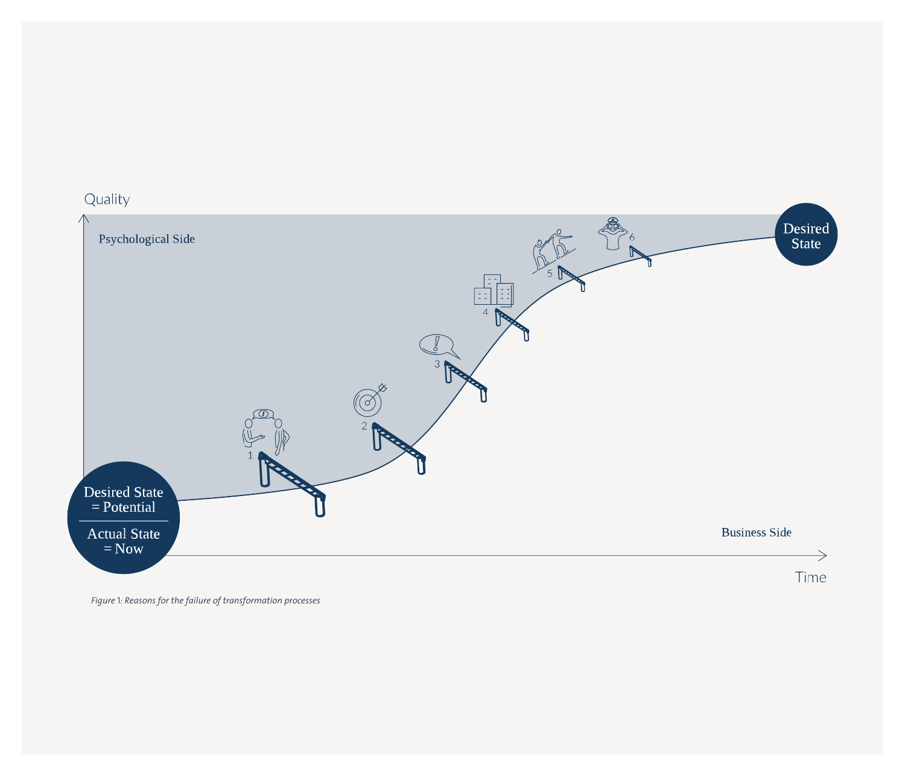Quality

Psychological Side

Desired State = Potential

Actual State = Now

Desired State

Business Side

Time

1 2 3 4 5 6

*Figure 1: Reasons for the failure of transformation processes*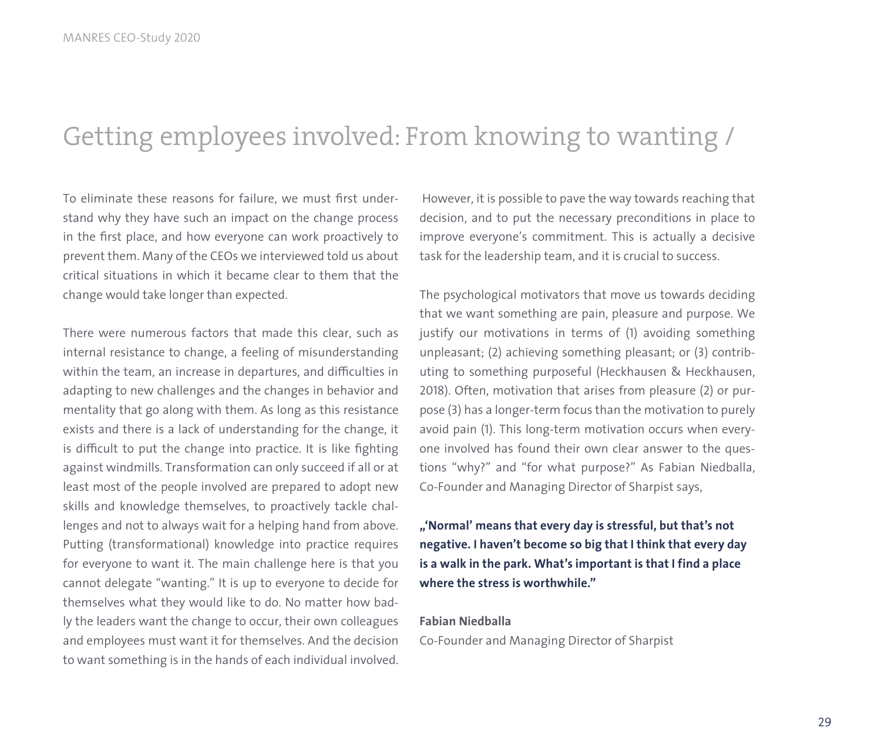# Getting employees involved: From knowing to wanting /

To eliminate these reasons for failure, we must first understand why they have such an impact on the change process in the first place, and how everyone can work proactively to prevent them. Many of the CEOs we interviewed told us about critical situations in which it became clear to them that the change would take longer than expected.

There were numerous factors that made this clear, such as internal resistance to change, a feeling of misunderstanding within the team, an increase in departures, and difficulties in adapting to new challenges and the changes in behavior and mentality that go along with them. As long as this resistance exists and there is a lack of understanding for the change, it is difficult to put the change into practice. It is like fighting against windmills. Transformation can only succeed if all or at least most of the people involved are prepared to adopt new skills and knowledge themselves, to proactively tackle challenges and not to always wait for a helping hand from above. Putting (transformational) knowledge into practice requires for everyone to want it. The main challenge here is that you cannot delegate "wanting." It is up to everyone to decide for themselves what they would like to do. No matter how badly the leaders want the change to occur, their own colleagues and employees must want it for themselves. And the decision to want something is in the hands of each individual involved.

However, it is possible to pave the way towards reaching that decision, and to put the necessary preconditions in place to improve everyone's commitment. This is actually a decisive task for the leadership team, and it is crucial to success.

The psychological motivators that move us towards deciding that we want something are pain, pleasure and purpose. We justify our motivations in terms of (1) avoiding something unpleasant; (2) achieving something pleasant; or (3) contributing to something purposeful (Heckhausen & Heckhausen, 2018). Often, motivation that arises from pleasure (2) or purpose (3) has a longer-term focus than the motivation to purely avoid pain (1). This long-term motivation occurs when everyone involved has found their own clear answer to the questions "why?" and "for what purpose?" As Fabian Niedballa, Co-Founder and Managing Director of Sharpist says,

**„'Normal' means that every day is stressful, but that's not negative. I haven't become so big that I think that every day is a walk in the park. What's important is that I find a place where the stress is worthwhile."**

**Fabian Niedballa**
Co-Founder and Managing Director of Sharpist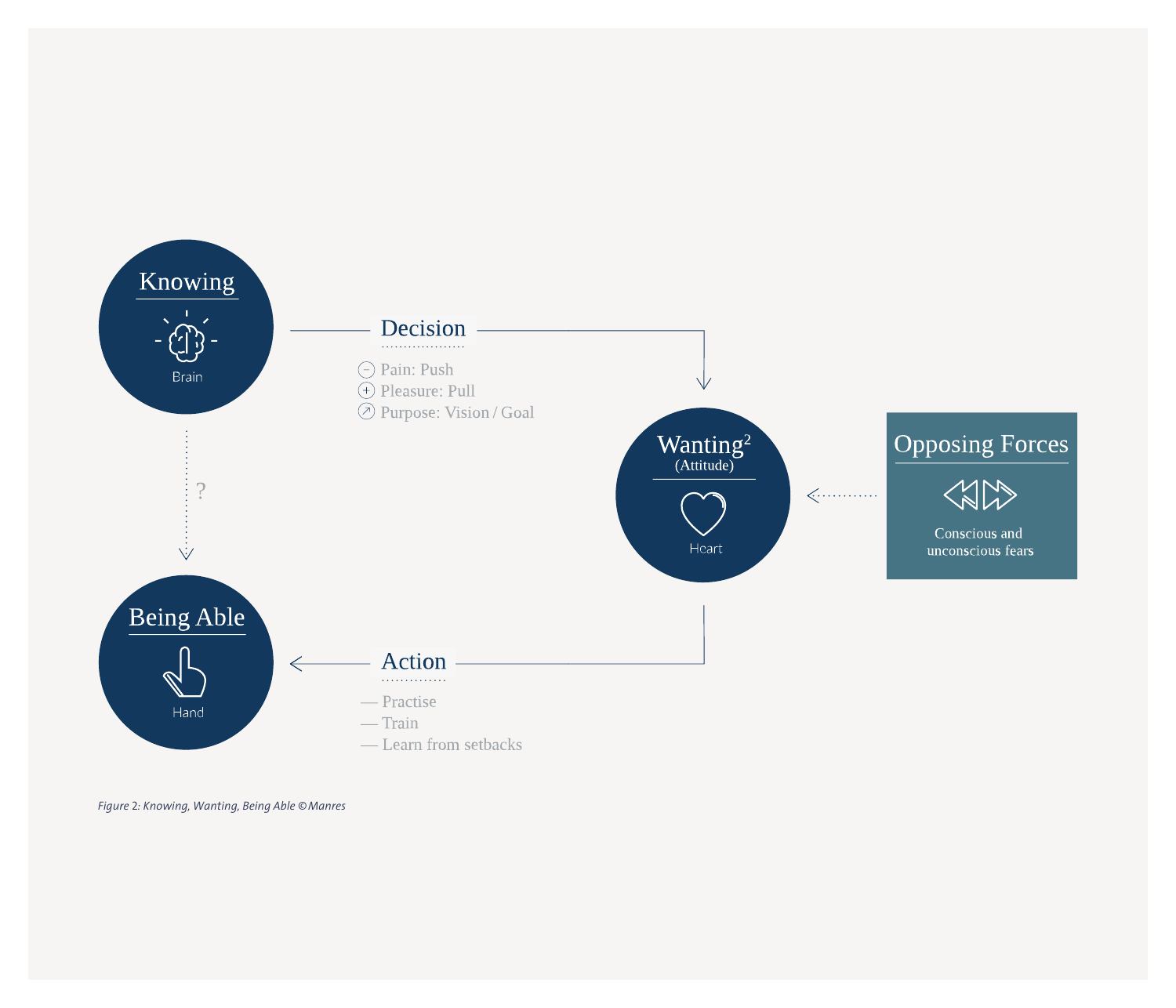Knowing

Brain

Decision

- Pain: Push
- Pleasure: Pull
- Purpose: Vision / Goal

?

Wanting[2]
(Attitude)

Heart

Opposing Forces

Conscious and unconscious fears

Being Able

Hand

Action

— Practise
— Train
— Learn from setbacks

*Figure 2: Knowing, Wanting, Being Able ©Manres*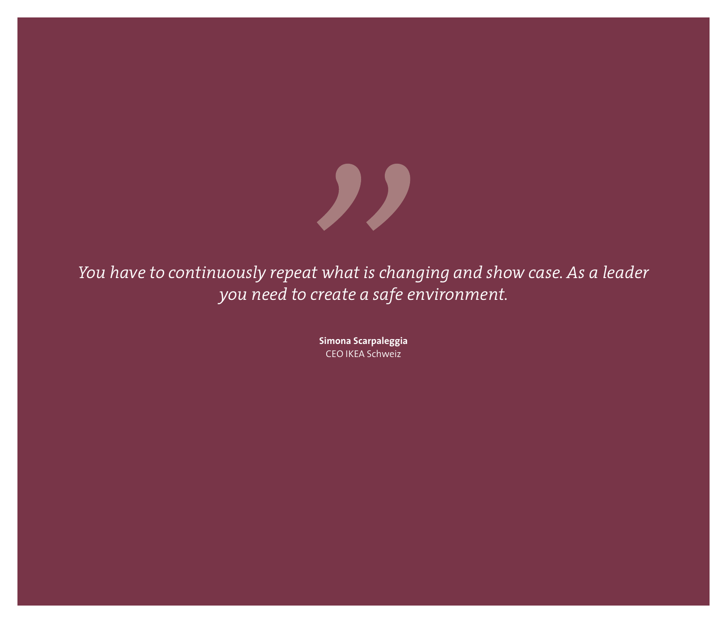*You have to continuously repeat what is changing and show case. As a leader you need to create a safe environment.*

**Simona Scarpaleggia**
CEO IKEA Schweiz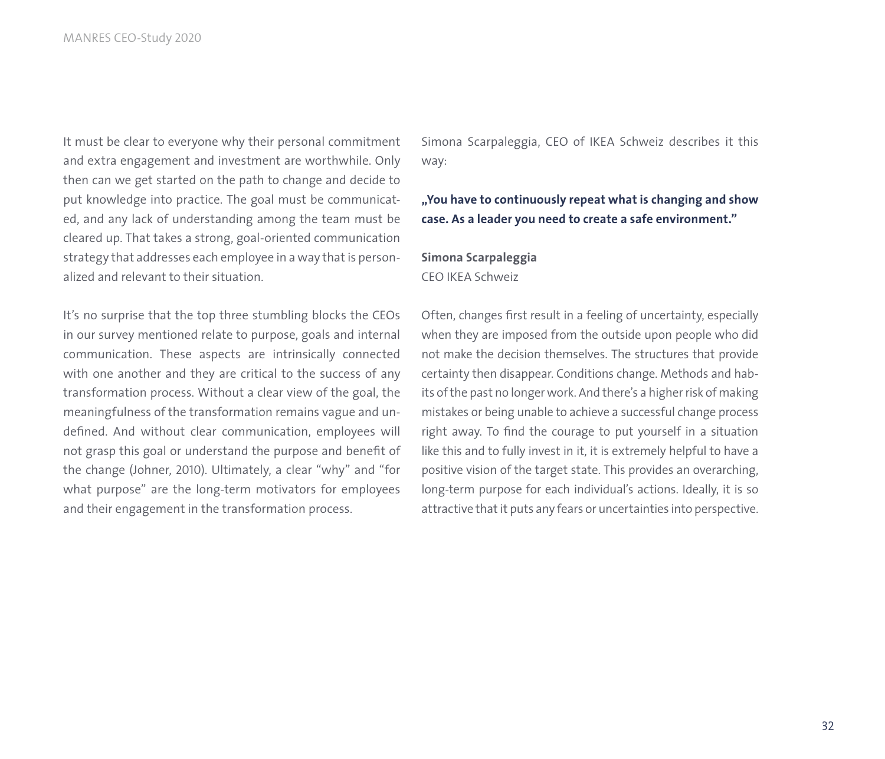It must be clear to everyone why their personal commitment and extra engagement and investment are worthwhile. Only then can we get started on the path to change and decide to put knowledge into practice. The goal must be communicated, and any lack of understanding among the team must be cleared up. That takes a strong, goal-oriented communication strategy that addresses each employee in a way that is personalized and relevant to their situation.

It's no surprise that the top three stumbling blocks the CEOs in our survey mentioned relate to purpose, goals and internal communication. These aspects are intrinsically connected with one another and they are critical to the success of any transformation process. Without a clear view of the goal, the meaningfulness of the transformation remains vague and undefined. And without clear communication, employees will not grasp this goal or understand the purpose and benefit of the change (Johner, 2010). Ultimately, a clear "why" and "for what purpose" are the long-term motivators for employees and their engagement in the transformation process.

Simona Scarpaleggia, CEO of IKEA Schweiz describes it this way:

**„You have to continuously repeat what is changing and show case. As a leader you need to create a safe environment."**

**Simona Scarpaleggia**
CEO IKEA Schweiz

Often, changes first result in a feeling of uncertainty, especially when they are imposed from the outside upon people who did not make the decision themselves. The structures that provide certainty then disappear. Conditions change. Methods and habits of the past no longer work. And there's a higher risk of making mistakes or being unable to achieve a successful change process right away. To find the courage to put yourself in a situation like this and to fully invest in it, it is extremely helpful to have a positive vision of the target state. This provides an overarching, long-term purpose for each individual's actions. Ideally, it is so attractive that it puts any fears or uncertainties into perspective.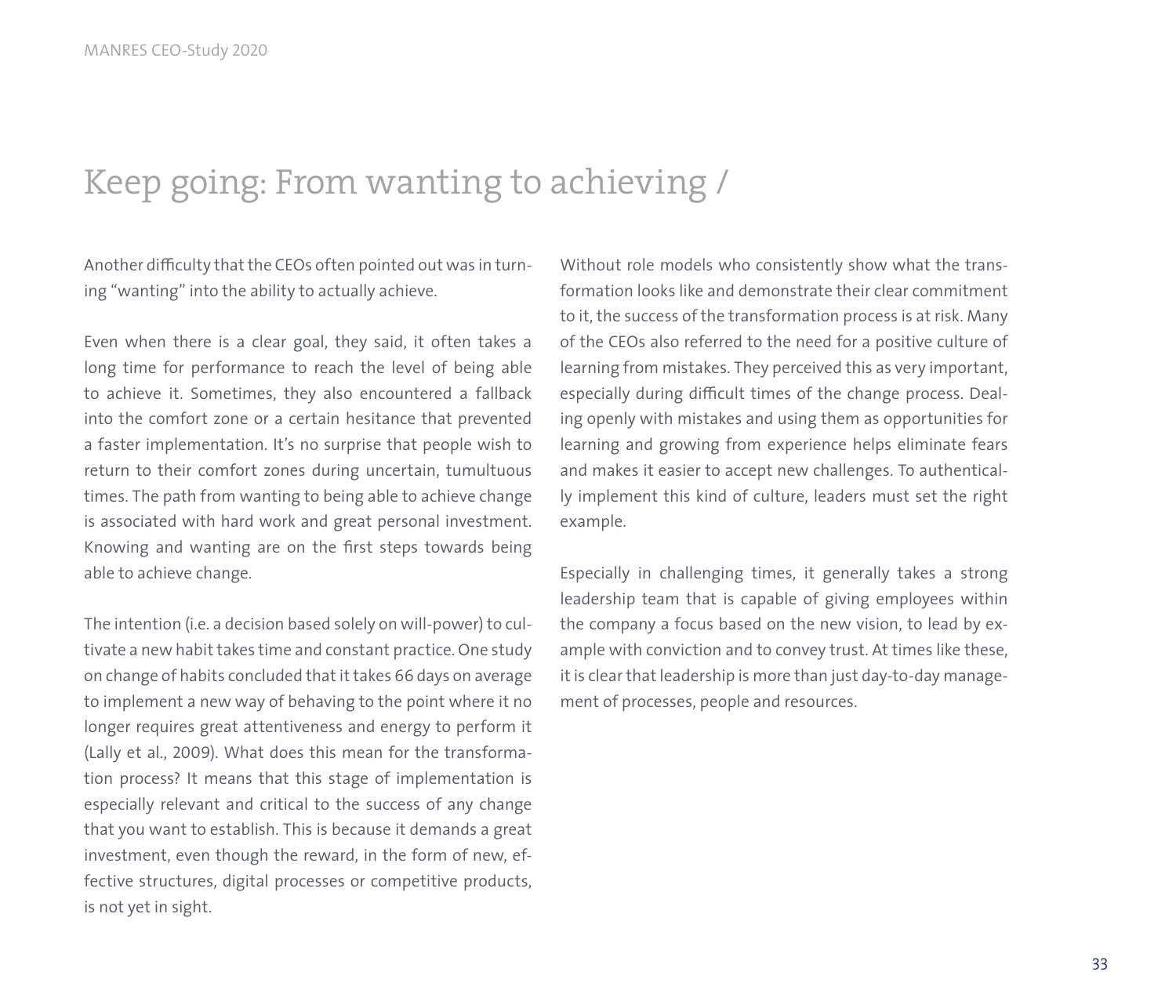# Keep going: From wanting to achieving /

Another difficulty that the CEOs often pointed out was in turning "wanting" into the ability to actually achieve.

Even when there is a clear goal, they said, it often takes a long time for performance to reach the level of being able to achieve it. Sometimes, they also encountered a fallback into the comfort zone or a certain hesitance that prevented a faster implementation. It's no surprise that people wish to return to their comfort zones during uncertain, tumultuous times. The path from wanting to being able to achieve change is associated with hard work and great personal investment. Knowing and wanting are on the first steps towards being able to achieve change.

The intention (i.e. a decision based solely on will-power) to cultivate a new habit takes time and constant practice. One study on change of habits concluded that it takes 66 days on average to implement a new way of behaving to the point where it no longer requires great attentiveness and energy to perform it (Lally et al., 2009). What does this mean for the transformation process? It means that this stage of implementation is especially relevant and critical to the success of any change that you want to establish. This is because it demands a great investment, even though the reward, in the form of new, effective structures, digital processes or competitive products, is not yet in sight.

Without role models who consistently show what the transformation looks like and demonstrate their clear commitment to it, the success of the transformation process is at risk. Many of the CEOs also referred to the need for a positive culture of learning from mistakes. They perceived this as very important, especially during difficult times of the change process. Dealing openly with mistakes and using them as opportunities for learning and growing from experience helps eliminate fears and makes it easier to accept new challenges. To authentically implement this kind of culture, leaders must set the right example.

Especially in challenging times, it generally takes a strong leadership team that is capable of giving employees within the company a focus based on the new vision, to lead by example with conviction and to convey trust. At times like these, it is clear that leadership is more than just day-to-day management of processes, people and resources.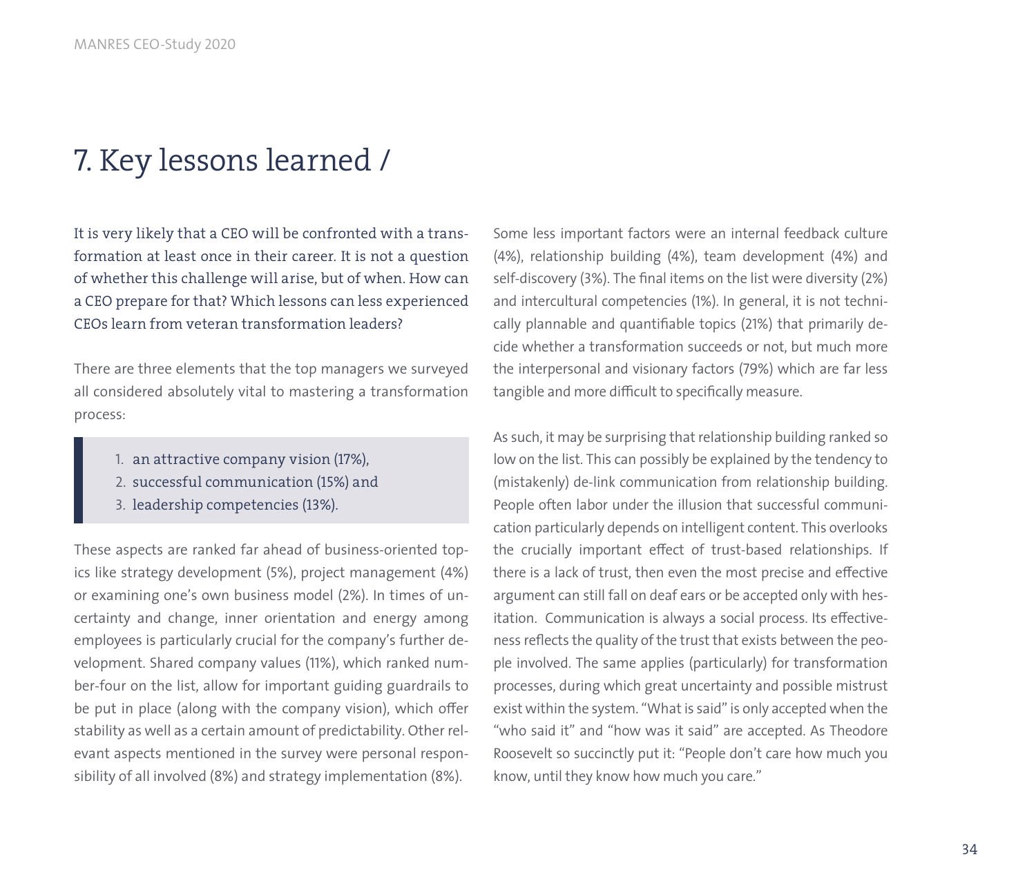# 7. Key lessons learned /

It is very likely that a CEO will be confronted with a transformation at least once in their career. It is not a question of whether this challenge will arise, but of when. How can a CEO prepare for that? Which lessons can less experienced CEOs learn from veteran transformation leaders?

There are three elements that the top managers we surveyed all considered absolutely vital to mastering a transformation process:

1. an attractive company vision (17%),
2. successful communication (15%) and
3. leadership competencies (13%).

These aspects are ranked far ahead of business-oriented topics like strategy development (5%), project management (4%) or examining one's own business model (2%). In times of uncertainty and change, inner orientation and energy among employees is particularly crucial for the company's further development. Shared company values (11%), which ranked number-four on the list, allow for important guiding guardrails to be put in place (along with the company vision), which offer stability as well as a certain amount of predictability. Other relevant aspects mentioned in the survey were personal responsibility of all involved (8%) and strategy implementation (8%).

Some less important factors were an internal feedback culture (4%), relationship building (4%), team development (4%) and self-discovery (3%). The final items on the list were diversity (2%) and intercultural competencies (1%). In general, it is not technically plannable and quantifiable topics (21%) that primarily decide whether a transformation succeeds or not, but much more the interpersonal and visionary factors (79%) which are far less tangible and more difficult to specifically measure.

As such, it may be surprising that relationship building ranked so low on the list. This can possibly be explained by the tendency to (mistakenly) de-link communication from relationship building. People often labor under the illusion that successful communication particularly depends on intelligent content. This overlooks the crucially important effect of trust-based relationships. If there is a lack of trust, then even the most precise and effective argument can still fall on deaf ears or be accepted only with hesitation. Communication is always a social process. Its effectiveness reflects the quality of the trust that exists between the people involved. The same applies (particularly) for transformation processes, during which great uncertainty and possible mistrust exist within the system. "What is said" is only accepted when the "who said it" and "how was it said" are accepted. As Theodore Roosevelt so succinctly put it: "People don't care how much you know, until they know how much you care."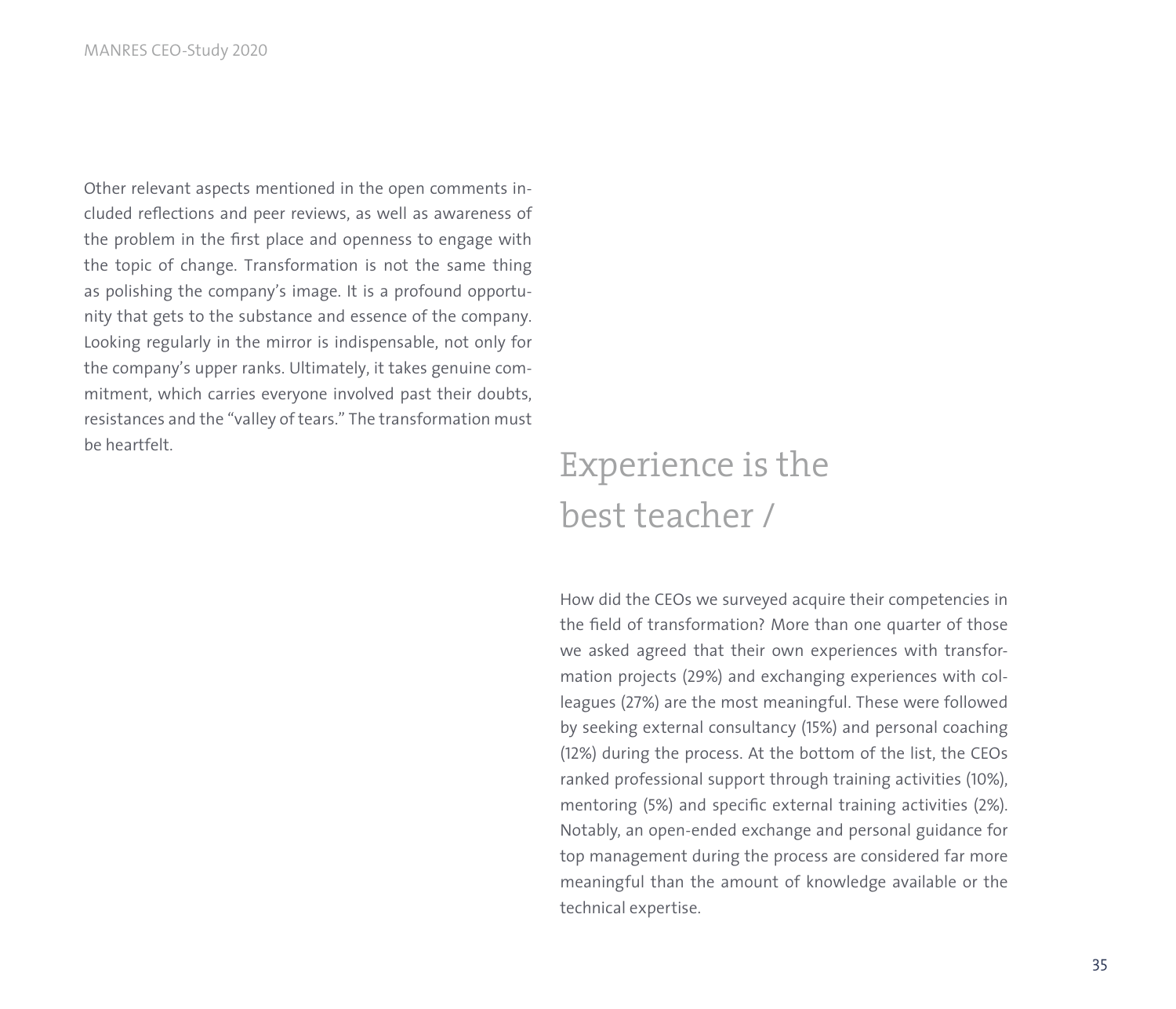Other relevant aspects mentioned in the open comments included reflections and peer reviews, as well as awareness of the problem in the first place and openness to engage with the topic of change. Transformation is not the same thing as polishing the company's image. It is a profound opportunity that gets to the substance and essence of the company. Looking regularly in the mirror is indispensable, not only for the company's upper ranks. Ultimately, it takes genuine commitment, which carries everyone involved past their doubts, resistances and the "valley of tears." The transformation must be heartfelt.

## Experience is the best teacher /

How did the CEOs we surveyed acquire their competencies in the field of transformation? More than one quarter of those we asked agreed that their own experiences with transformation projects (29%) and exchanging experiences with colleagues (27%) are the most meaningful. These were followed by seeking external consultancy (15%) and personal coaching (12%) during the process. At the bottom of the list, the CEOs ranked professional support through training activities (10%), mentoring (5%) and specific external training activities (2%). Notably, an open-ended exchange and personal guidance for top management during the process are considered far more meaningful than the amount of knowledge available or the technical expertise.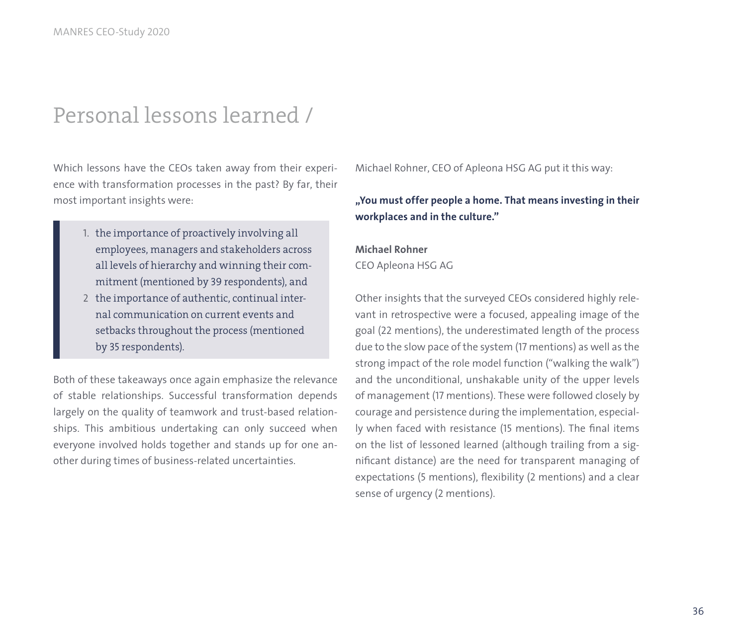# Personal lessons learned /

Which lessons have the CEOs taken away from their experience with transformation processes in the past? By far, their most important insights were:

> 1. the importance of proactively involving all employees, managers and stakeholders across all levels of hierarchy and winning their commitment (mentioned by 39 respondents), and
> 2. the importance of authentic, continual internal communication on current events and setbacks throughout the process (mentioned by 35 respondents).

Both of these takeaways once again emphasize the relevance of stable relationships. Successful transformation depends largely on the quality of teamwork and trust-based relationships. This ambitious undertaking can only succeed when everyone involved holds together and stands up for one another during times of business-related uncertainties.

Michael Rohner, CEO of Apleona HSG AG put it this way:

**„You must offer people a home. That means investing in their workplaces and in the culture."**

**Michael Rohner**
CEO Apleona HSG AG

Other insights that the surveyed CEOs considered highly relevant in retrospective were a focused, appealing image of the goal (22 mentions), the underestimated length of the process due to the slow pace of the system (17 mentions) as well as the strong impact of the role model function ("walking the walk") and the unconditional, unshakable unity of the upper levels of management (17 mentions). These were followed closely by courage and persistence during the implementation, especially when faced with resistance (15 mentions). The final items on the list of lessoned learned (although trailing from a significant distance) are the need for transparent managing of expectations (5 mentions), flexibility (2 mentions) and a clear sense of urgency (2 mentions).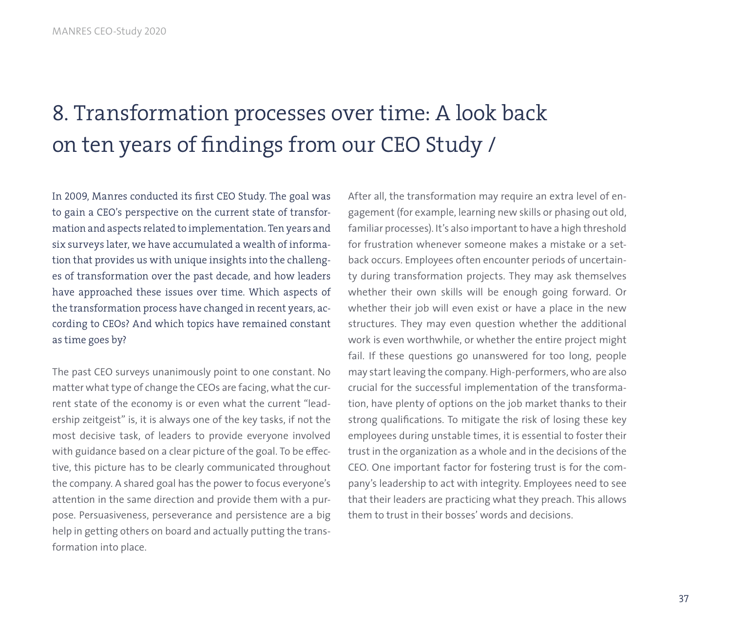# 8. Transformation processes over time: A look back on ten years of findings from our CEO Study /

In 2009, Manres conducted its first CEO Study. The goal was to gain a CEO's perspective on the current state of transformation and aspects related to implementation. Ten years and six surveys later, we have accumulated a wealth of information that provides us with unique insights into the challenges of transformation over the past decade, and how leaders have approached these issues over time. Which aspects of the transformation process have changed in recent years, according to CEOs? And which topics have remained constant as time goes by?

The past CEO surveys unanimously point to one constant. No matter what type of change the CEOs are facing, what the current state of the economy is or even what the current "leadership zeitgeist" is, it is always one of the key tasks, if not the most decisive task, of leaders to provide everyone involved with guidance based on a clear picture of the goal. To be effective, this picture has to be clearly communicated throughout the company. A shared goal has the power to focus everyone's attention in the same direction and provide them with a purpose. Persuasiveness, perseverance and persistence are a big help in getting others on board and actually putting the transformation into place.

After all, the transformation may require an extra level of engagement (for example, learning new skills or phasing out old, familiar processes). It's also important to have a high threshold for frustration whenever someone makes a mistake or a setback occurs. Employees often encounter periods of uncertainty during transformation projects. They may ask themselves whether their own skills will be enough going forward. Or whether their job will even exist or have a place in the new structures. They may even question whether the additional work is even worthwhile, or whether the entire project might fail. If these questions go unanswered for too long, people may start leaving the company. High-performers, who are also crucial for the successful implementation of the transformation, have plenty of options on the job market thanks to their strong qualifications. To mitigate the risk of losing these key employees during unstable times, it is essential to foster their trust in the organization as a whole and in the decisions of the CEO. One important factor for fostering trust is for the company's leadership to act with integrity. Employees need to see that their leaders are practicing what they preach. This allows them to trust in their bosses' words and decisions.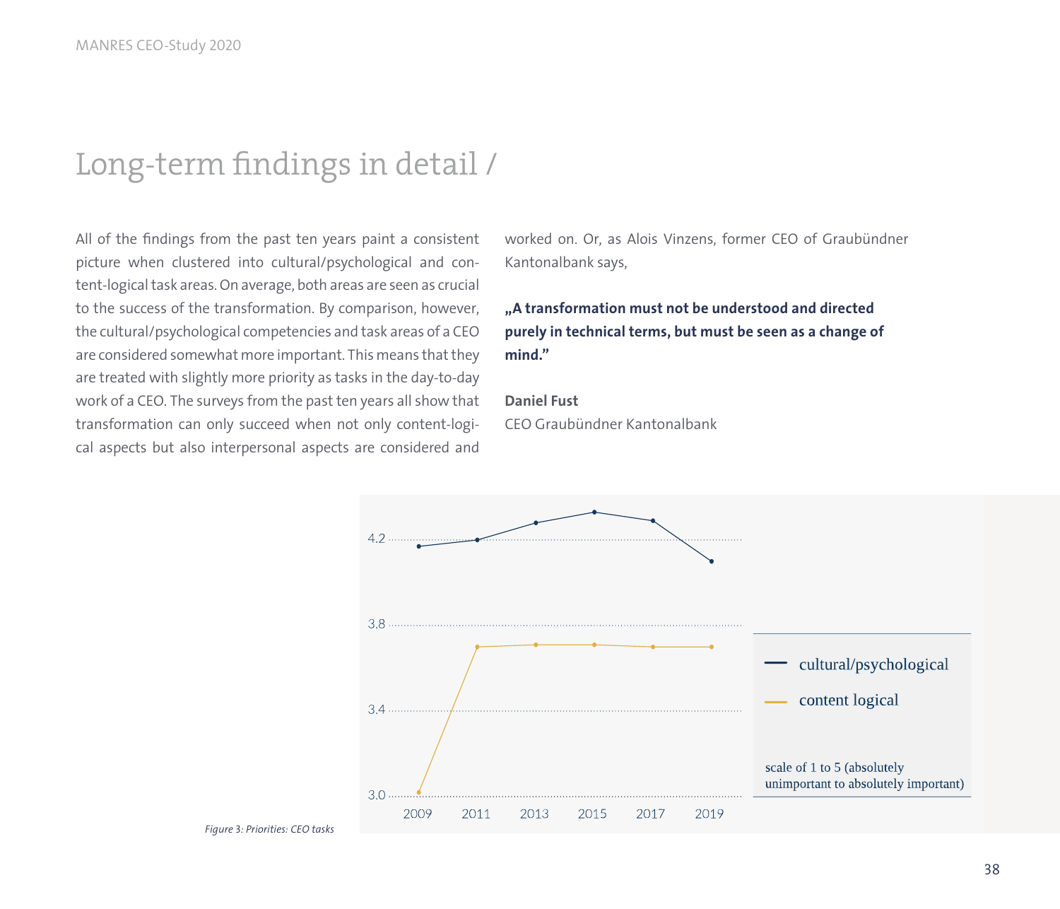# Long-term findings in detail /

All of the findings from the past ten years paint a consistent picture when clustered into cultural/psychological and content-logical task areas. On average, both areas are seen as crucial to the success of the transformation. By comparison, however, the cultural/psychological competencies and task areas of a CEO are considered somewhat more important. This means that they are treated with slightly more priority as tasks in the day-to-day work of a CEO. The surveys from the past ten years all show that transformation can only succeed when not only content-logical aspects but also interpersonal aspects are considered and worked on. Or, as Alois Vinzens, former CEO of Graubündner Kantonalbank says,

**„A transformation must not be understood and directed purely in technical terms, but must be seen as a change of mind."**

**Daniel Fust**
CEO Graubündner Kantonalbank

*Figure 3: Priorities: CEO tasks*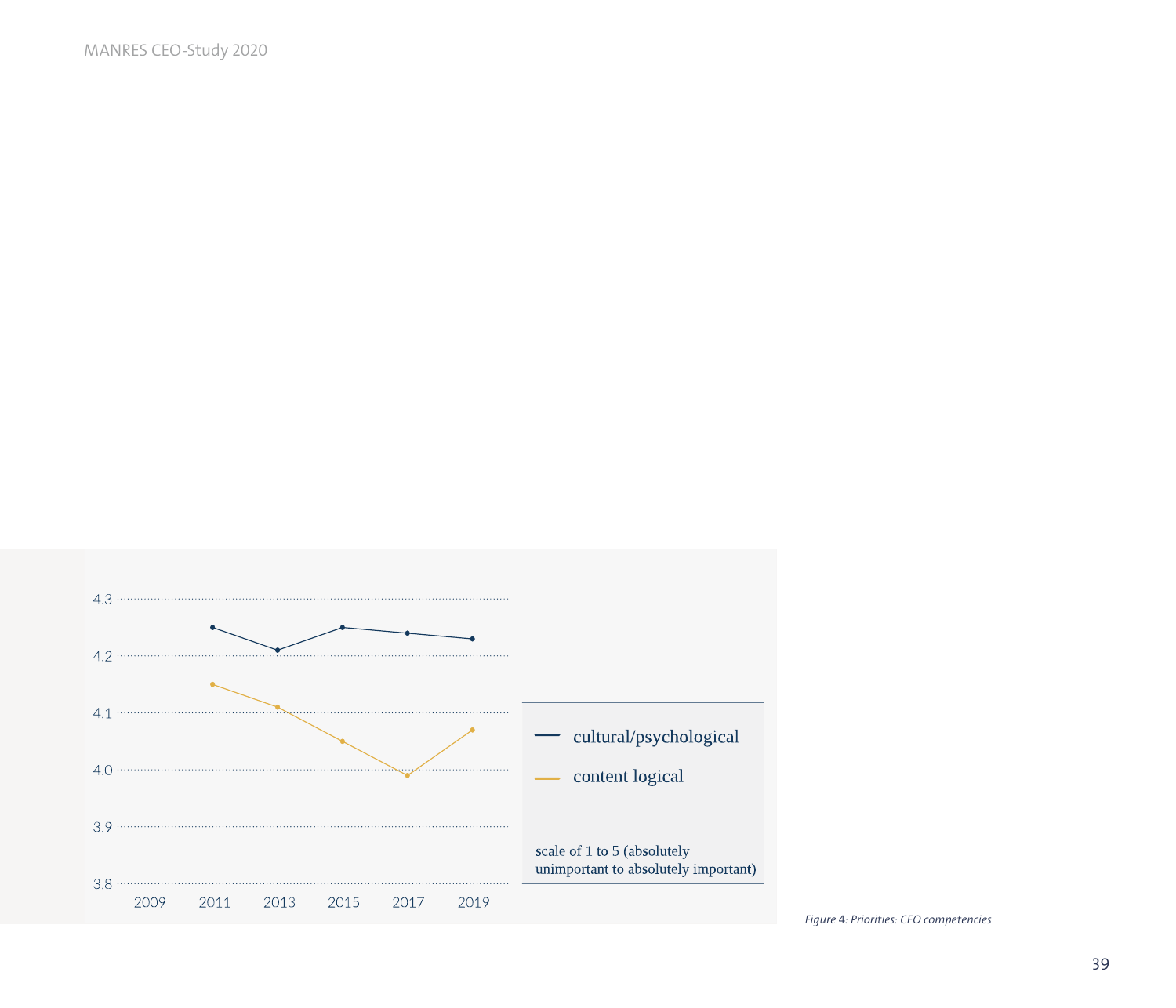| | 2011 | 2013 | 2015 | 2017 | 2019 |
|---|---|---|---|---|---|
| cultural/psychological | 4.25 | 4.21 | 4.25 | 4.24 | 4.23 |
| content logical | 4.15 | 4.11 | 4.05 | 3.99 | 4.07 |

scale of 1 to 5 (absolutely unimportant to absolutely important)

*Figure 4: Priorities: CEO competencies*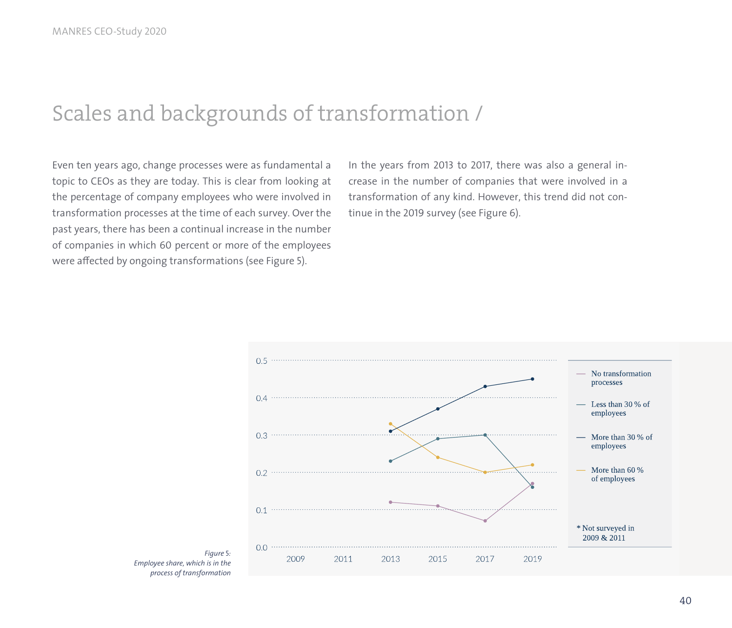# Scales and backgrounds of transformation /

Even ten years ago, change processes were as fundamental a topic to CEOs as they are today. This is clear from looking at the percentage of company employees who were involved in transformation processes at the time of each survey. Over the past years, there has been a continual increase in the number of companies in which 60 percent or more of the employees were affected by ongoing transformations (see Figure 5).

In the years from 2013 to 2017, there was also a general increase in the number of companies that were involved in a transformation of any kind. However, this trend did not continue in the 2019 survey (see Figure 6).

*Figure 5: Employee share, which is in the process of transformation*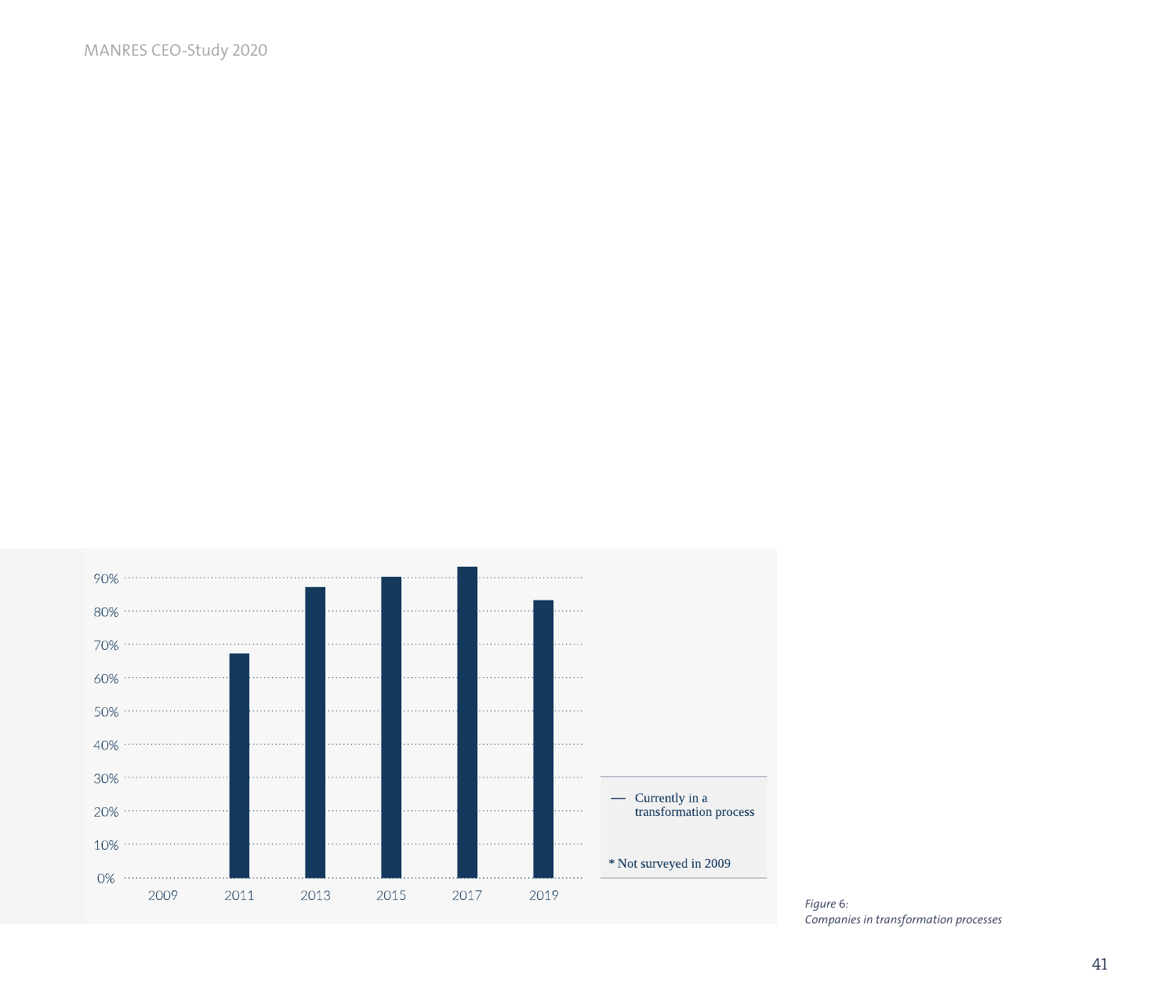| | 2009 | 2011 | 2013 | 2015 | 2017 | 2019 |
|---|---|---|---|---|---|---|
| Currently in a transformation process | * | 67% | 87% | 90% | 93% | 83% |

\* Not surveyed in 2009

*Figure 6:*
*Companies in transformation processes*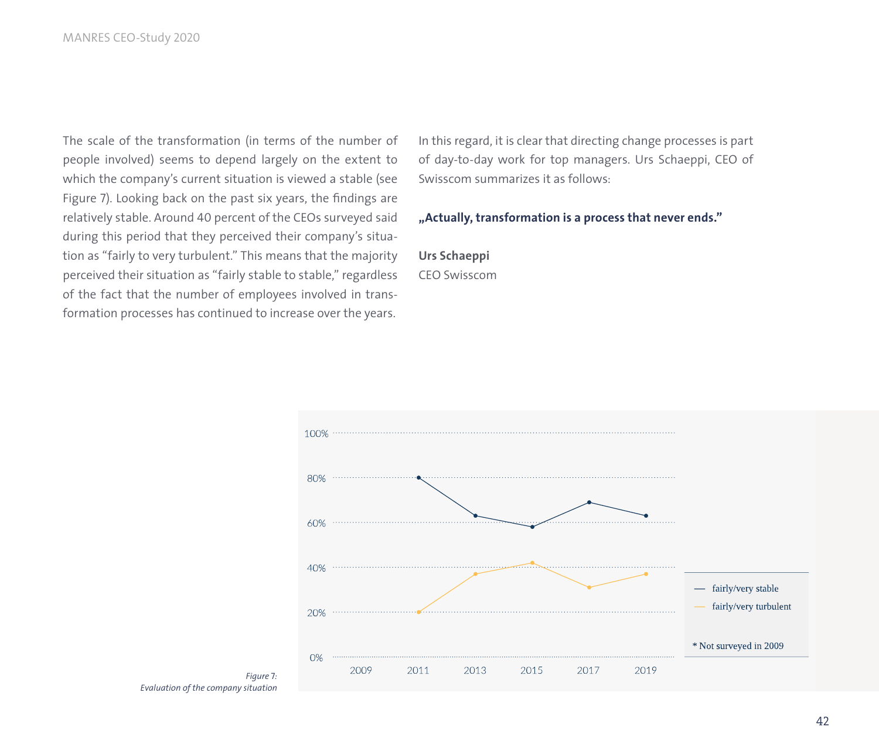The scale of the transformation (in terms of the number of people involved) seems to depend largely on the extent to which the company's current situation is viewed a stable (see Figure 7). Looking back on the past six years, the findings are relatively stable. Around 40 percent of the CEOs surveyed said during this period that they perceived their company's situation as "fairly to very turbulent." This means that the majority perceived their situation as "fairly stable to stable," regardless of the fact that the number of employees involved in transformation processes has continued to increase over the years.

In this regard, it is clear that directing change processes is part of day-to-day work for top managers. Urs Schaeppi, CEO of Swisscom summarizes it as follows:

**„Actually, transformation is a process that never ends."**

**Urs Schaeppi**
CEO Swisscom

*Figure 7: Evaluation of the company situation*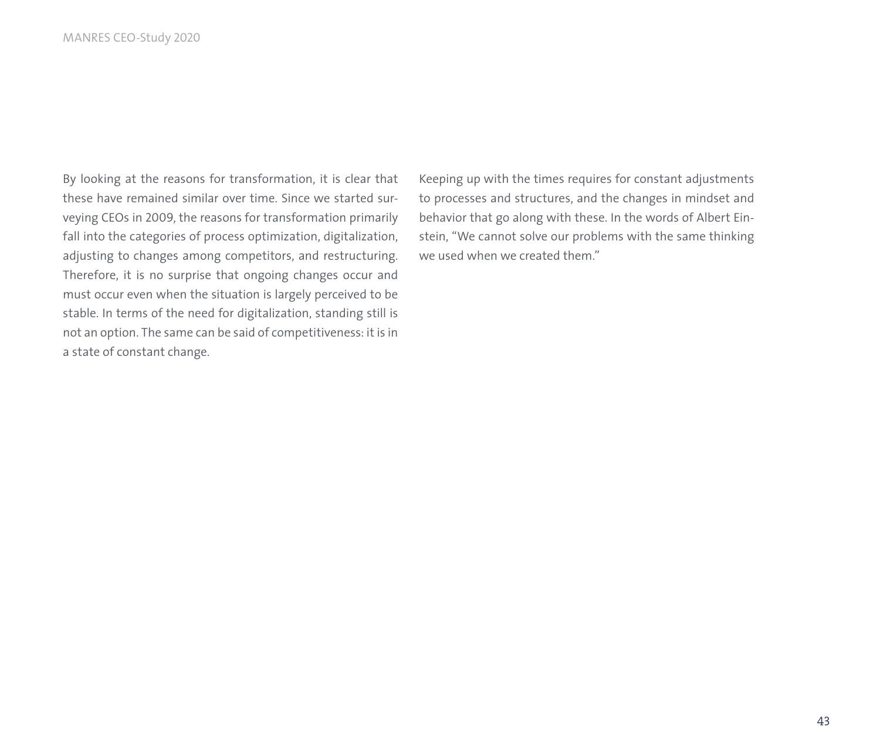By looking at the reasons for transformation, it is clear that these have remained similar over time. Since we started surveying CEOs in 2009, the reasons for transformation primarily fall into the categories of process optimization, digitalization, adjusting to changes among competitors, and restructuring. Therefore, it is no surprise that ongoing changes occur and must occur even when the situation is largely perceived to be stable. In terms of the need for digitalization, standing still is not an option. The same can be said of competitiveness: it is in a state of constant change.

Keeping up with the times requires for constant adjustments to processes and structures, and the changes in mindset and behavior that go along with these. In the words of Albert Einstein, "We cannot solve our problems with the same thinking we used when we created them."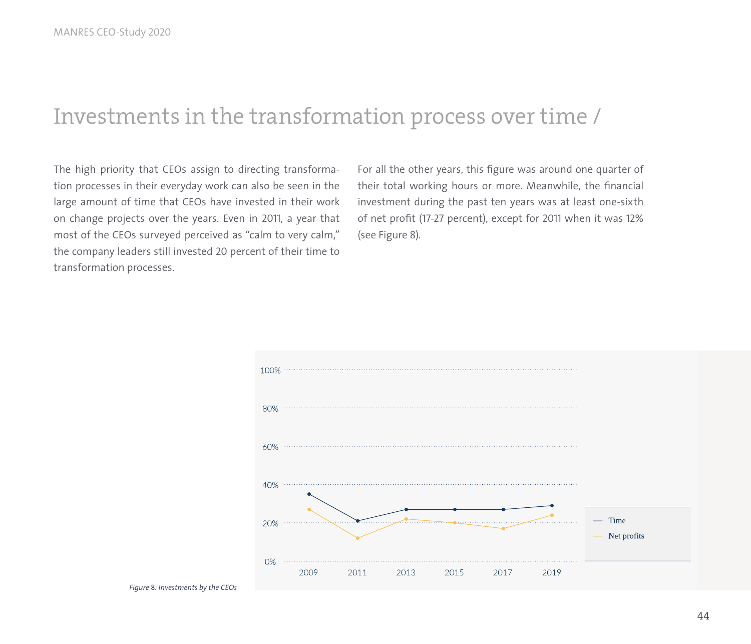# Investments in the transformation process over time /

The high priority that CEOs assign to directing transformation processes in their everyday work can also be seen in the large amount of time that CEOs have invested in their work on change projects over the years. Even in 2011, a year that most of the CEOs surveyed perceived as "calm to very calm," the company leaders still invested 20 percent of their time to transformation processes.

For all the other years, this figure was around one quarter of their total working hours or more. Meanwhile, the financial investment during the past ten years was at least one-sixth of net profit (17-27 percent), except for 2011 when it was 12% (see Figure 8).

*Figure 8: Investments by the CEOs*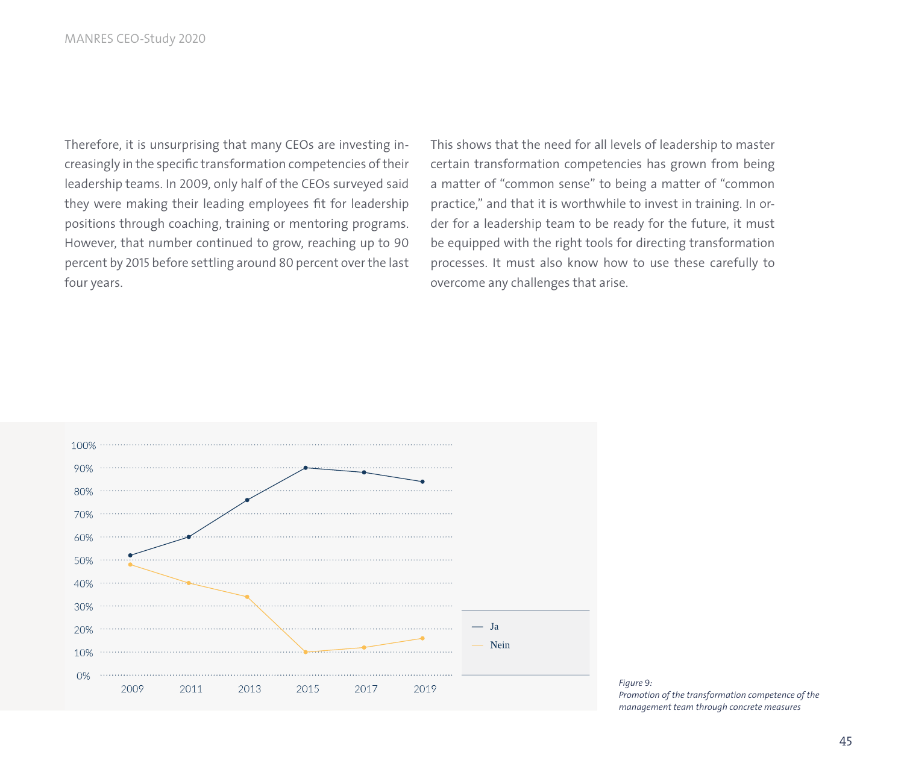Therefore, it is unsurprising that many CEOs are investing increasingly in the specific transformation competencies of their leadership teams. In 2009, only half of the CEOs surveyed said they were making their leading employees fit for leadership positions through coaching, training or mentoring programs. However, that number continued to grow, reaching up to 90 percent by 2015 before settling around 80 percent over the last four years.

This shows that the need for all levels of leadership to master certain transformation competencies has grown from being a matter of "common sense" to being a matter of "common practice," and that it is worthwhile to invest in training. In order for a leadership team to be ready for the future, it must be equipped with the right tools for directing transformation processes. It must also know how to use these carefully to overcome any challenges that arise.

*Figure 9:*
*Promotion of the transformation competence of the management team through concrete measures*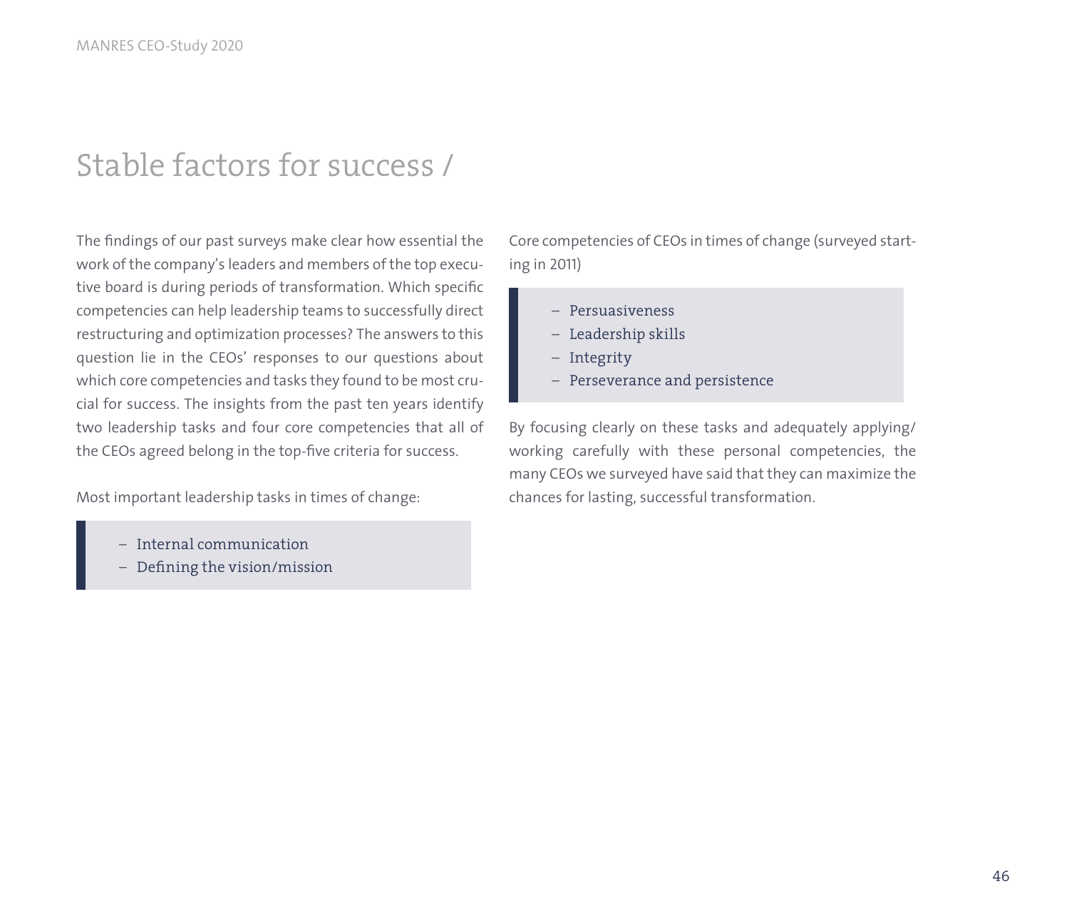# Stable factors for success /

The findings of our past surveys make clear how essential the work of the company's leaders and members of the top executive board is during periods of transformation. Which specific competencies can help leadership teams to successfully direct restructuring and optimization processes? The answers to this question lie in the CEOs' responses to our questions about which core competencies and tasks they found to be most crucial for success. The insights from the past ten years identify two leadership tasks and four core competencies that all of the CEOs agreed belong in the top-five criteria for success.

Most important leadership tasks in times of change:

- Internal communication
- Defining the vision/mission

Core competencies of CEOs in times of change (surveyed starting in 2011)

- Persuasiveness
- Leadership skills
- Integrity
- Perseverance and persistence

By focusing clearly on these tasks and adequately applying/working carefully with these personal competencies, the many CEOs we surveyed have said that they can maximize the chances for lasting, successful transformation.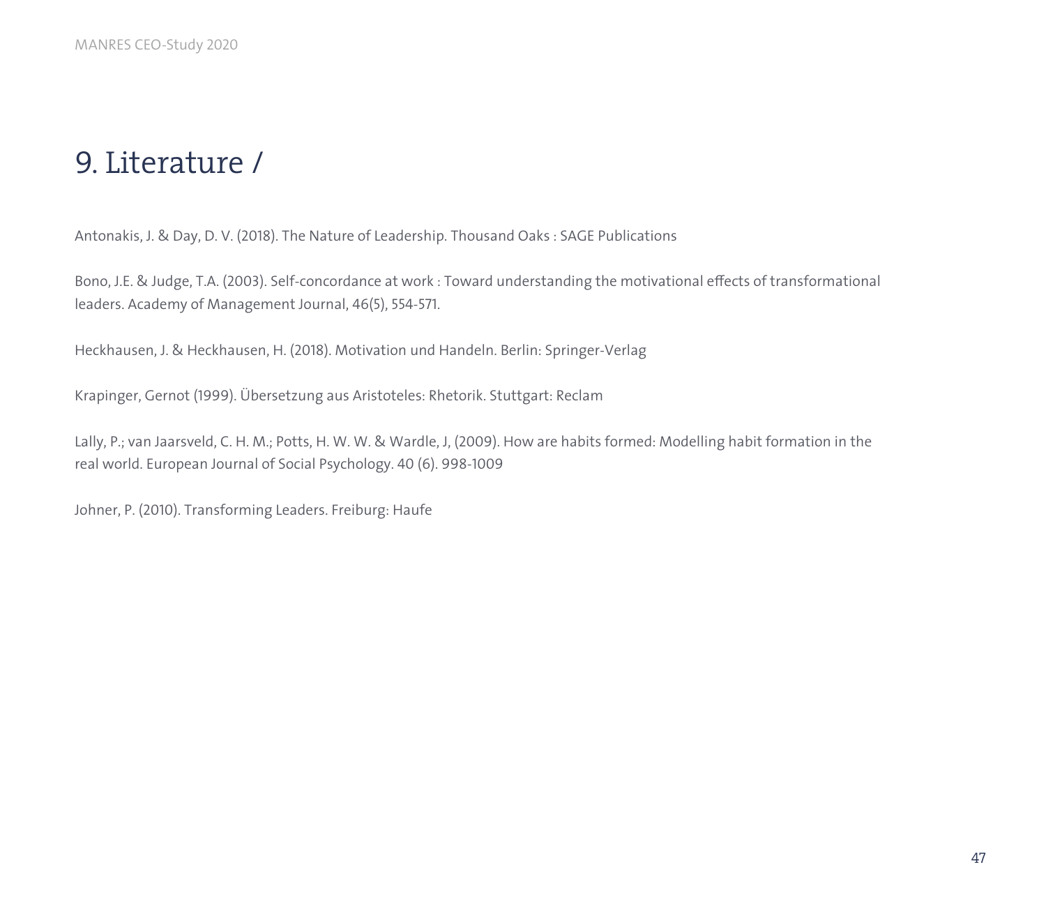# 9. Literature /

Antonakis, J. & Day, D. V. (2018). The Nature of Leadership. Thousand Oaks : SAGE Publications

Bono, J.E. & Judge, T.A. (2003). Self-concordance at work : Toward understanding the motivational effects of transformational leaders. Academy of Management Journal, 46(5), 554-571.

Heckhausen, J. & Heckhausen, H. (2018). Motivation und Handeln. Berlin: Springer-Verlag

Krapinger, Gernot (1999). Übersetzung aus Aristoteles: Rhetorik. Stuttgart: Reclam

Lally, P.; van Jaarsveld, C. H. M.; Potts, H. W. W. & Wardle, J, (2009). How are habits formed: Modelling habit formation in the real world. European Journal of Social Psychology. 40 (6). 998-1009

Johner, P. (2010). Transforming Leaders. Freiburg: Haufe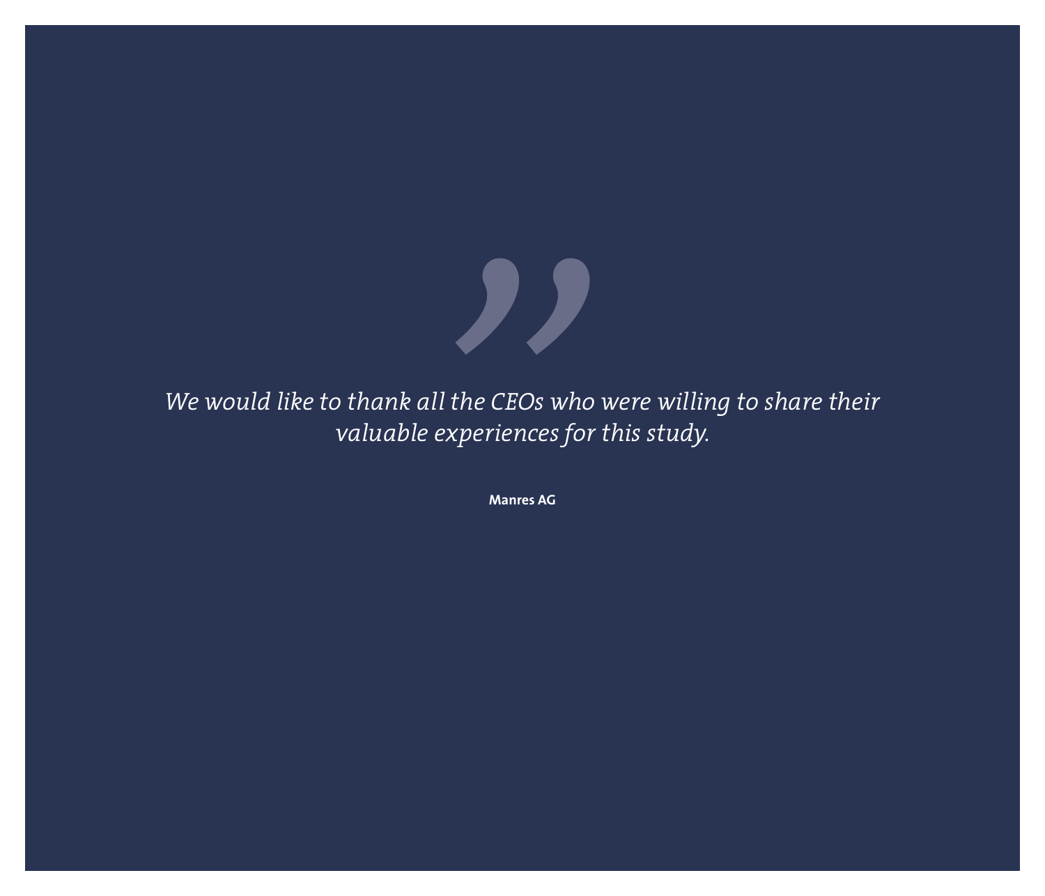*We would like to thank all the CEOs who were willing to share their valuable experiences for this study.*

**Manres AG**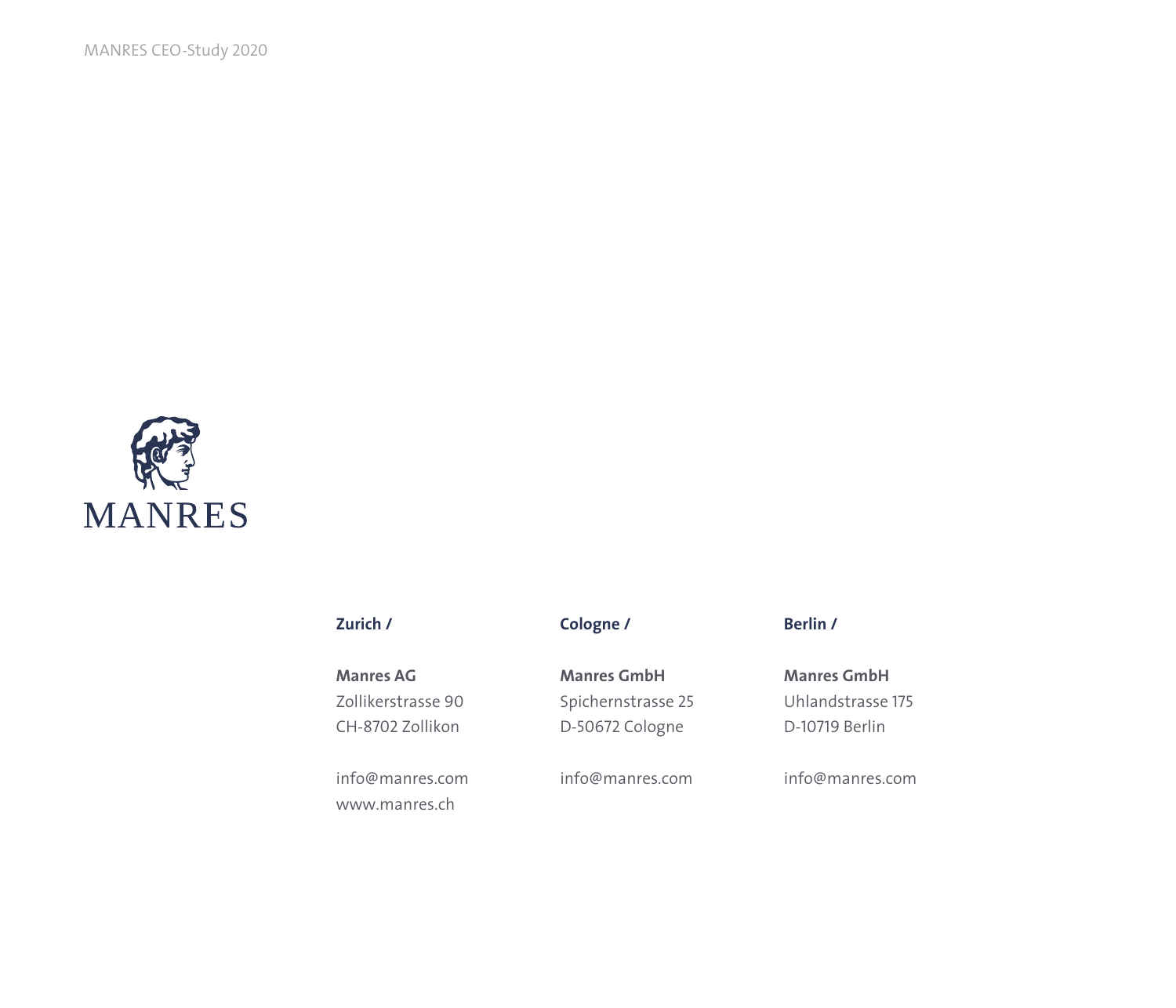MANRES

**Zurich /**

**Manres AG**
Zollikerstrasse 90
CH-8702 Zollikon

info@manres.com
www.manres.ch

**Cologne /**

**Manres GmbH**
Spichernstrasse 25
D-50672 Cologne

info@manres.com

**Berlin /**

**Manres GmbH**
Uhlandstrasse 175
D-10719 Berlin

info@manres.com